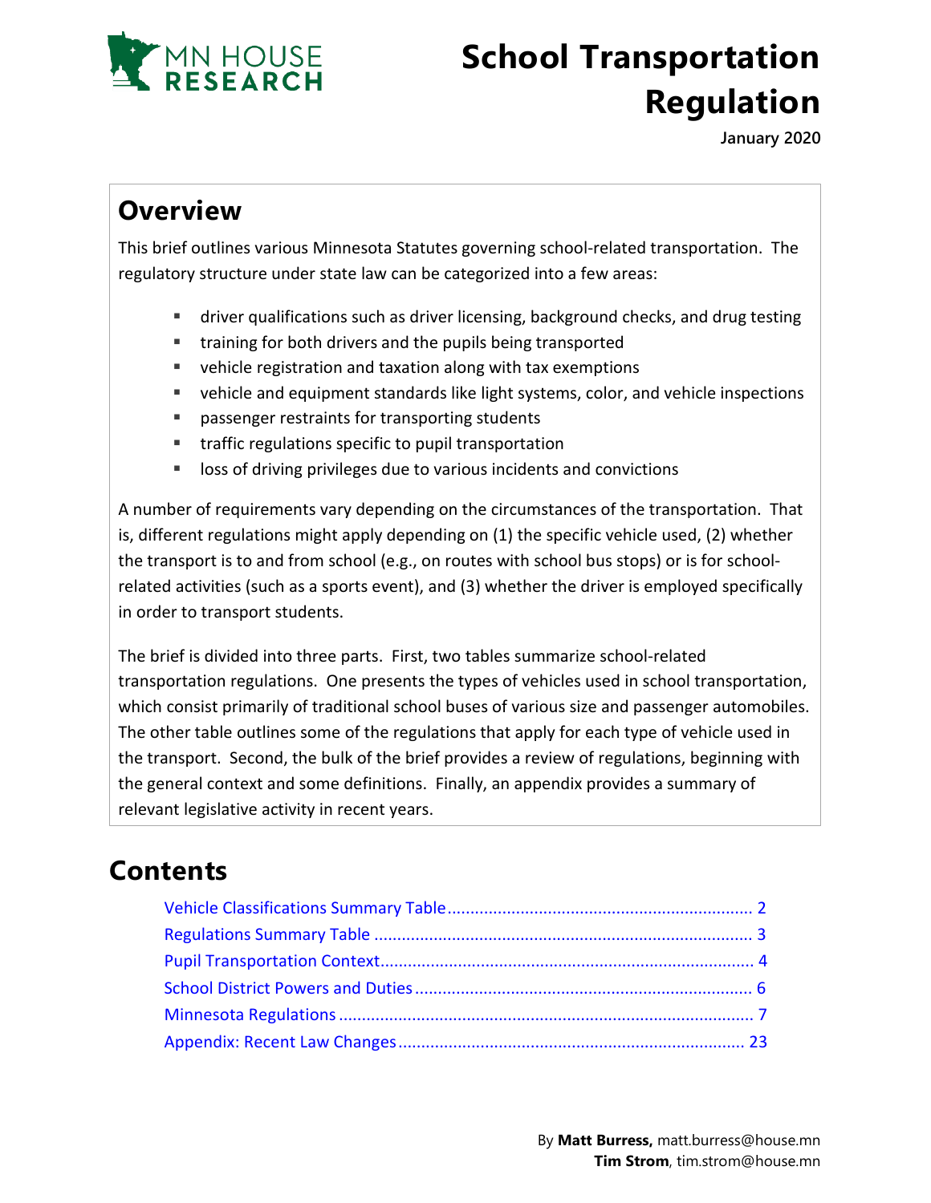MN HOUSE RESEARCH

# School Transportation Regulation

January 2020

## Overview

This brief outlines various Minnesota Statutes governing school-related transportation. The regulatory structure under state law can be categorized into a few areas:

- driver qualifications such as driver licensing, background checks, and drug testing
- training for both drivers and the pupils being transported
- vehicle registration and taxation along with tax exemptions
- vehicle and equipment standards like light systems, color, and vehicle inspections
- passenger restraints for transporting students
- traffic regulations specific to pupil transportation
- loss of driving privileges due to various incidents and convictions

A number of requirements vary depending on the circumstances of the transportation. That is, different regulations might apply depending on (1) the specific vehicle used, (2) whether the transport is to and from school (e.g., on routes with school bus stops) or is for school-related activities (such as a sports event), and (3) whether the driver is employed specifically in order to transport students.

The brief is divided into three parts. First, two tables summarize school-related transportation regulations. One presents the types of vehicles used in school transportation, which consist primarily of traditional school buses of various size and passenger automobiles. The other table outlines some of the regulations that apply for each type of vehicle used in the transport. Second, the bulk of the brief provides a review of regulations, beginning with the general context and some definitions. Finally, an appendix provides a summary of relevant legislative activity in recent years.

## Contents

- Vehicle Classifications Summary Table .......... 2
- Regulations Summary Table .......... 3
- Pupil Transportation Context .......... 4
- School District Powers and Duties .......... 6
- Minnesota Regulations .......... 7
- Appendix: Recent Law Changes .......... 23

By **Matt Burress,** matt.burress@house.mn
**Tim Strom**, tim.strom@house.mn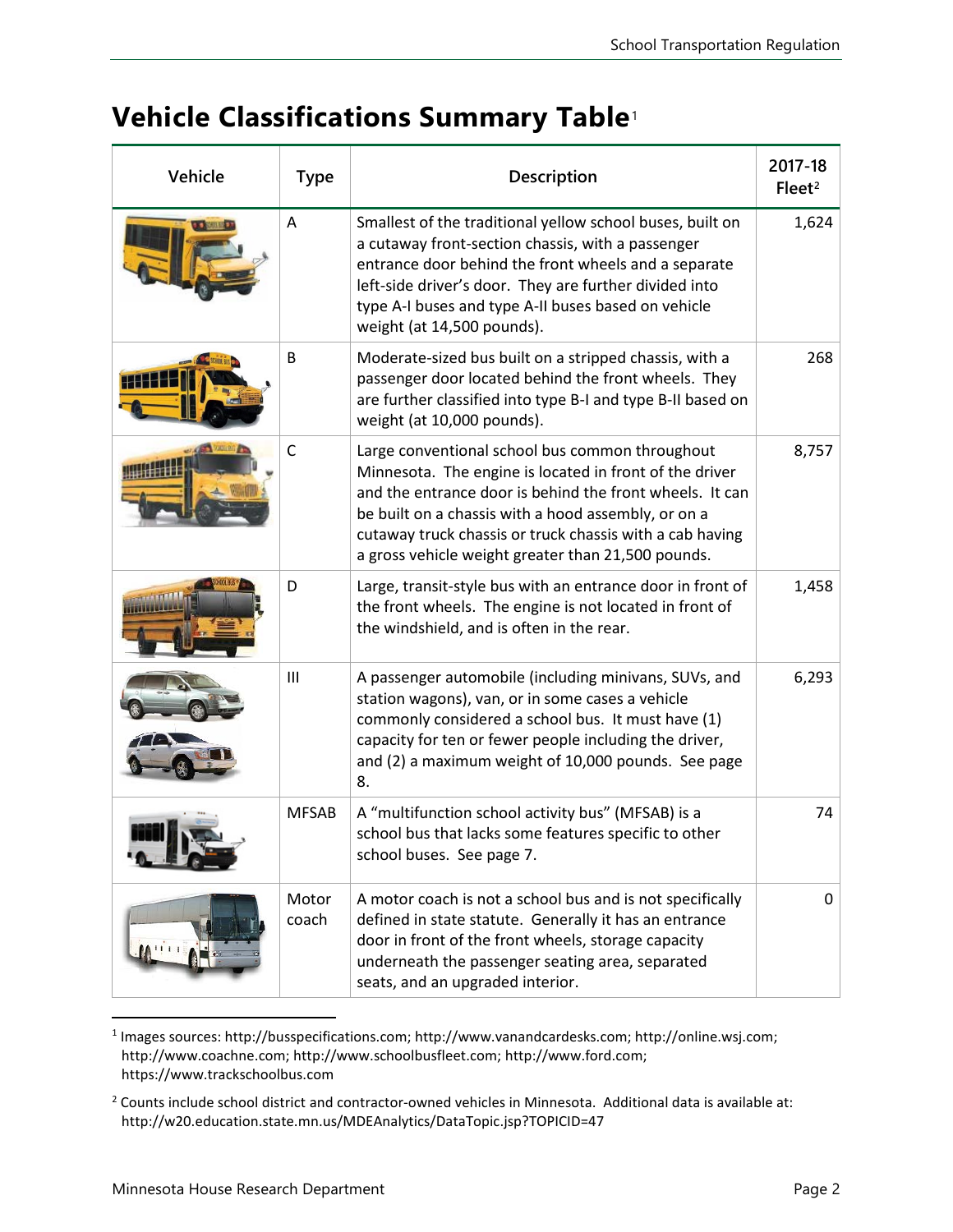# Vehicle Classifications Summary Table[1]

| Vehicle | Type | Description | 2017-18 Fleet[2] |
|---|---|---|---|
| | A | Smallest of the traditional yellow school buses, built on a cutaway front-section chassis, with a passenger entrance door behind the front wheels and a separate left-side driver's door. They are further divided into type A-I buses and type A-II buses based on vehicle weight (at 14,500 pounds). | 1,624 |
| | B | Moderate-sized bus built on a stripped chassis, with a passenger door located behind the front wheels. They are further classified into type B-I and type B-II based on weight (at 10,000 pounds). | 268 |
| | C | Large conventional school bus common throughout Minnesota. The engine is located in front of the driver and the entrance door is behind the front wheels. It can be built on a chassis with a hood assembly, or on a cutaway truck chassis or truck chassis with a cab having a gross vehicle weight greater than 21,500 pounds. | 8,757 |
| | D | Large, transit-style bus with an entrance door in front of the front wheels. The engine is not located in front of the windshield, and is often in the rear. | 1,458 |
| | III | A passenger automobile (including minivans, SUVs, and station wagons), van, or in some cases a vehicle commonly considered a school bus. It must have (1) capacity for ten or fewer people including the driver, and (2) a maximum weight of 10,000 pounds. See page 8. | 6,293 |
| | MFSAB | A "multifunction school activity bus" (MFSAB) is a school bus that lacks some features specific to other school buses. See page 7. | 74 |
| | Motor coach | A motor coach is not a school bus and is not specifically defined in state statute. Generally it has an entrance door in front of the front wheels, storage capacity underneath the passenger seating area, separated seats, and an upgraded interior. | 0 |

[1] Images sources: http://busspecifications.com; http://www.vanandcardesks.com; http://online.wsj.com; http://www.coachne.com; http://www.schoolbusfleet.com; http://www.ford.com; https://www.trackschoolbus.com

[2] Counts include school district and contractor-owned vehicles in Minnesota. Additional data is available at: http://w20.education.state.mn.us/MDEAnalytics/DataTopic.jsp?TOPICID=47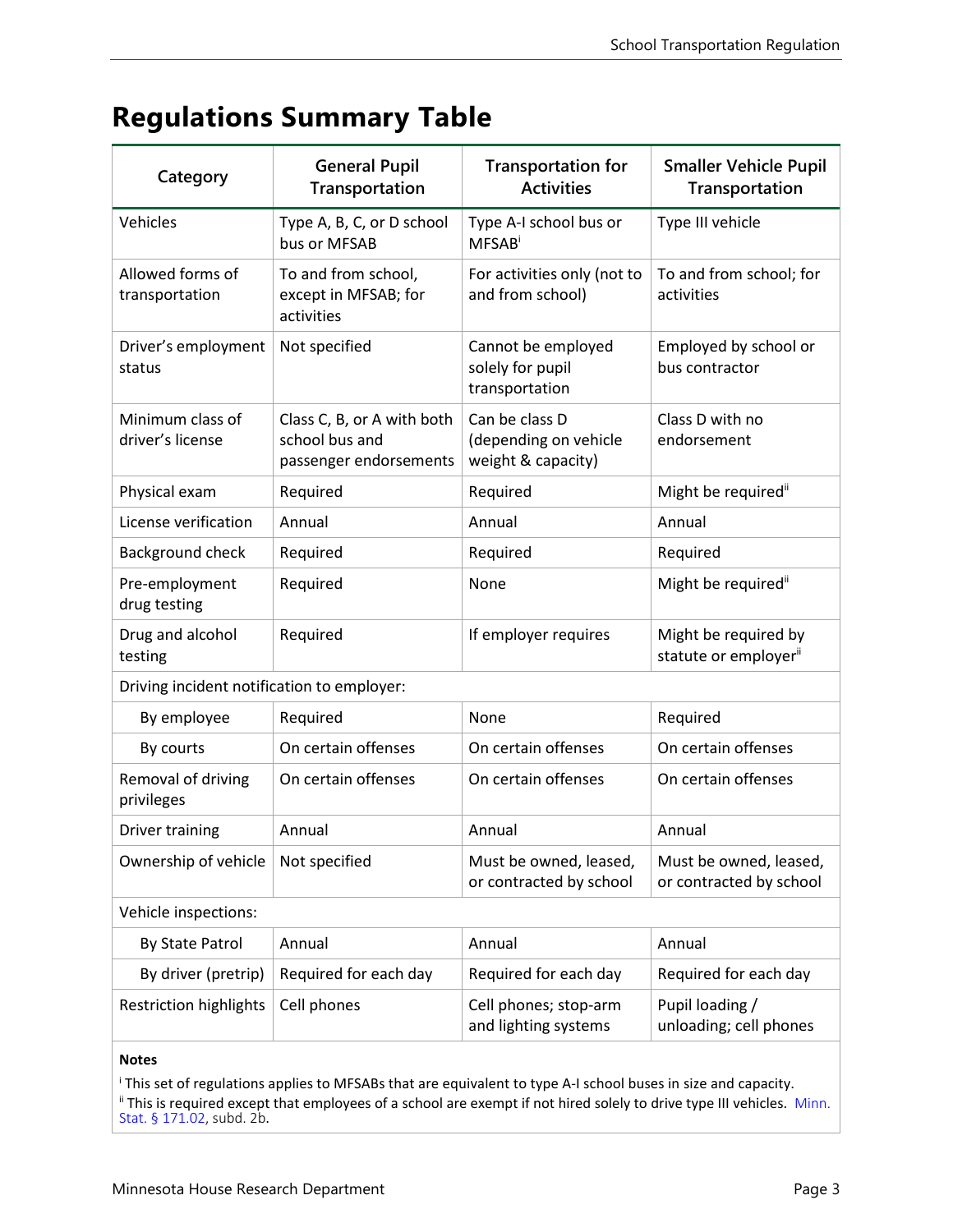# Regulations Summary Table

| Category | General Pupil Transportation | Transportation for Activities | Smaller Vehicle Pupil Transportation |
|---|---|---|---|
| Vehicles | Type A, B, C, or D school bus or MFSAB | Type A-I school bus or MFSAB[i] | Type III vehicle |
| Allowed forms of transportation | To and from school, except in MFSAB; for activities | For activities only (not to and from school) | To and from school; for activities |
| Driver's employment status | Not specified | Cannot be employed solely for pupil transportation | Employed by school or bus contractor |
| Minimum class of driver's license | Class C, B, or A with both school bus and passenger endorsements | Can be class D (depending on vehicle weight & capacity) | Class D with no endorsement |
| Physical exam | Required | Required | Might be required[ii] |
| License verification | Annual | Annual | Annual |
| Background check | Required | Required | Required |
| Pre-employment drug testing | Required | None | Might be required[ii] |
| Drug and alcohol testing | Required | If employer requires | Might be required by statute or employer[ii] |
| Driving incident notification to employer: | | | |
| By employee | Required | None | Required |
| By courts | On certain offenses | On certain offenses | On certain offenses |
| Removal of driving privileges | On certain offenses | On certain offenses | On certain offenses |
| Driver training | Annual | Annual | Annual |
| Ownership of vehicle | Not specified | Must be owned, leased, or contracted by school | Must be owned, leased, or contracted by school |
| Vehicle inspections: | | | |
| By State Patrol | Annual | Annual | Annual |
| By driver (pretrip) | Required for each day | Required for each day | Required for each day |
| Restriction highlights | Cell phones | Cell phones; stop-arm and lighting systems | Pupil loading / unloading; cell phones |

**Notes**

[i] This set of regulations applies to MFSABs that are equivalent to type A-I school buses in size and capacity.

[ii] This is required except that employees of a school are exempt if not hired solely to drive type III vehicles. Minn. Stat. § 171.02, subd. 2b.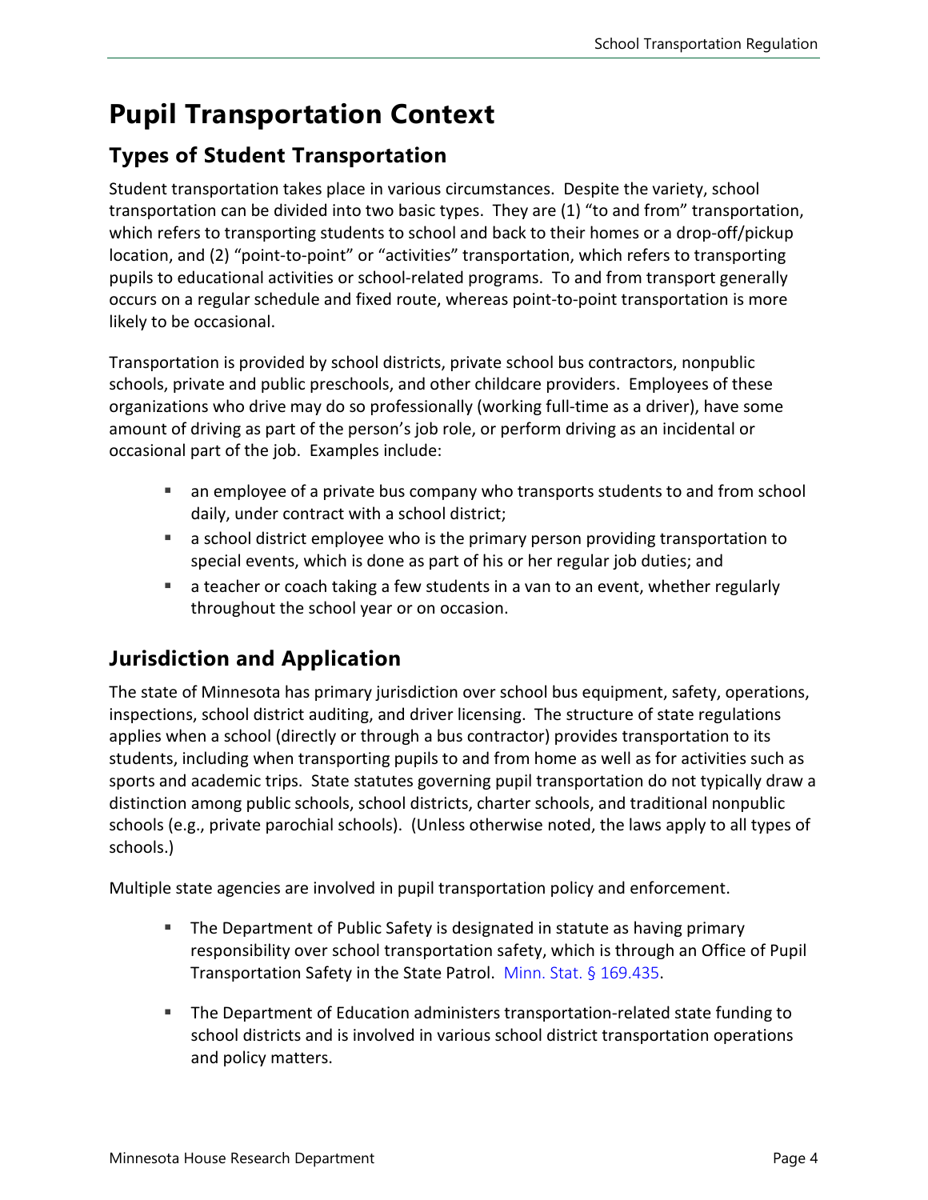# Pupil Transportation Context

## Types of Student Transportation

Student transportation takes place in various circumstances. Despite the variety, school transportation can be divided into two basic types. They are (1) "to and from" transportation, which refers to transporting students to school and back to their homes or a drop-off/pickup location, and (2) "point-to-point" or "activities" transportation, which refers to transporting pupils to educational activities or school-related programs. To and from transport generally occurs on a regular schedule and fixed route, whereas point-to-point transportation is more likely to be occasional.

Transportation is provided by school districts, private school bus contractors, nonpublic schools, private and public preschools, and other childcare providers. Employees of these organizations who drive may do so professionally (working full-time as a driver), have some amount of driving as part of the person's job role, or perform driving as an incidental or occasional part of the job. Examples include:

- an employee of a private bus company who transports students to and from school daily, under contract with a school district;
- a school district employee who is the primary person providing transportation to special events, which is done as part of his or her regular job duties; and
- a teacher or coach taking a few students in a van to an event, whether regularly throughout the school year or on occasion.

## Jurisdiction and Application

The state of Minnesota has primary jurisdiction over school bus equipment, safety, operations, inspections, school district auditing, and driver licensing. The structure of state regulations applies when a school (directly or through a bus contractor) provides transportation to its students, including when transporting pupils to and from home as well as for activities such as sports and academic trips. State statutes governing pupil transportation do not typically draw a distinction among public schools, school districts, charter schools, and traditional nonpublic schools (e.g., private parochial schools). (Unless otherwise noted, the laws apply to all types of schools.)

Multiple state agencies are involved in pupil transportation policy and enforcement.

- The Department of Public Safety is designated in statute as having primary responsibility over school transportation safety, which is through an Office of Pupil Transportation Safety in the State Patrol. Minn. Stat. § 169.435.
- The Department of Education administers transportation-related state funding to school districts and is involved in various school district transportation operations and policy matters.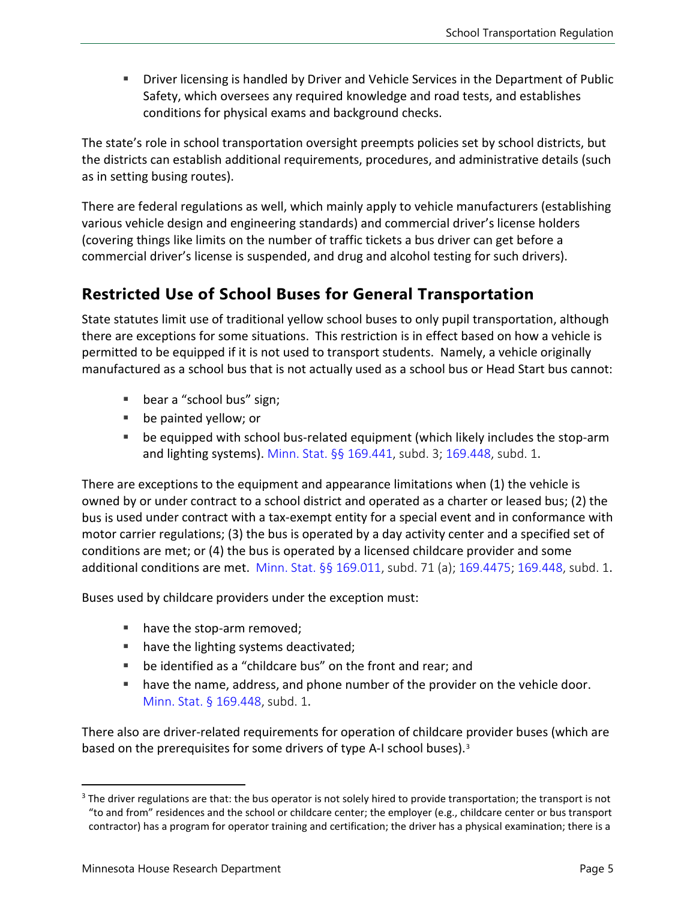- Driver licensing is handled by Driver and Vehicle Services in the Department of Public Safety, which oversees any required knowledge and road tests, and establishes conditions for physical exams and background checks.

The state's role in school transportation oversight preempts policies set by school districts, but the districts can establish additional requirements, procedures, and administrative details (such as in setting busing routes).

There are federal regulations as well, which mainly apply to vehicle manufacturers (establishing various vehicle design and engineering standards) and commercial driver's license holders (covering things like limits on the number of traffic tickets a bus driver can get before a commercial driver's license is suspended, and drug and alcohol testing for such drivers).

## Restricted Use of School Buses for General Transportation

State statutes limit use of traditional yellow school buses to only pupil transportation, although there are exceptions for some situations. This restriction is in effect based on how a vehicle is permitted to be equipped if it is not used to transport students. Namely, a vehicle originally manufactured as a school bus that is not actually used as a school bus or Head Start bus cannot:

- bear a "school bus" sign;
- be painted yellow; or
- be equipped with school bus-related equipment (which likely includes the stop-arm and lighting systems). Minn. Stat. §§ 169.441, subd. 3; 169.448, subd. 1.

There are exceptions to the equipment and appearance limitations when (1) the vehicle is owned by or under contract to a school district and operated as a charter or leased bus; (2) the bus is used under contract with a tax-exempt entity for a special event and in conformance with motor carrier regulations; (3) the bus is operated by a day activity center and a specified set of conditions are met; or (4) the bus is operated by a licensed childcare provider and some additional conditions are met. Minn. Stat. §§ 169.011, subd. 71 (a); 169.4475; 169.448, subd. 1.

Buses used by childcare providers under the exception must:

- have the stop-arm removed;
- have the lighting systems deactivated;
- be identified as a "childcare bus" on the front and rear; and
- have the name, address, and phone number of the provider on the vehicle door. Minn. Stat. § 169.448, subd. 1.

There also are driver-related requirements for operation of childcare provider buses (which are based on the prerequisites for some drivers of type A-I school buses).[3]

[3] The driver regulations are that: the bus operator is not solely hired to provide transportation; the transport is not "to and from" residences and the school or childcare center; the employer (e.g., childcare center or bus transport contractor) has a program for operator training and certification; the driver has a physical examination; there is a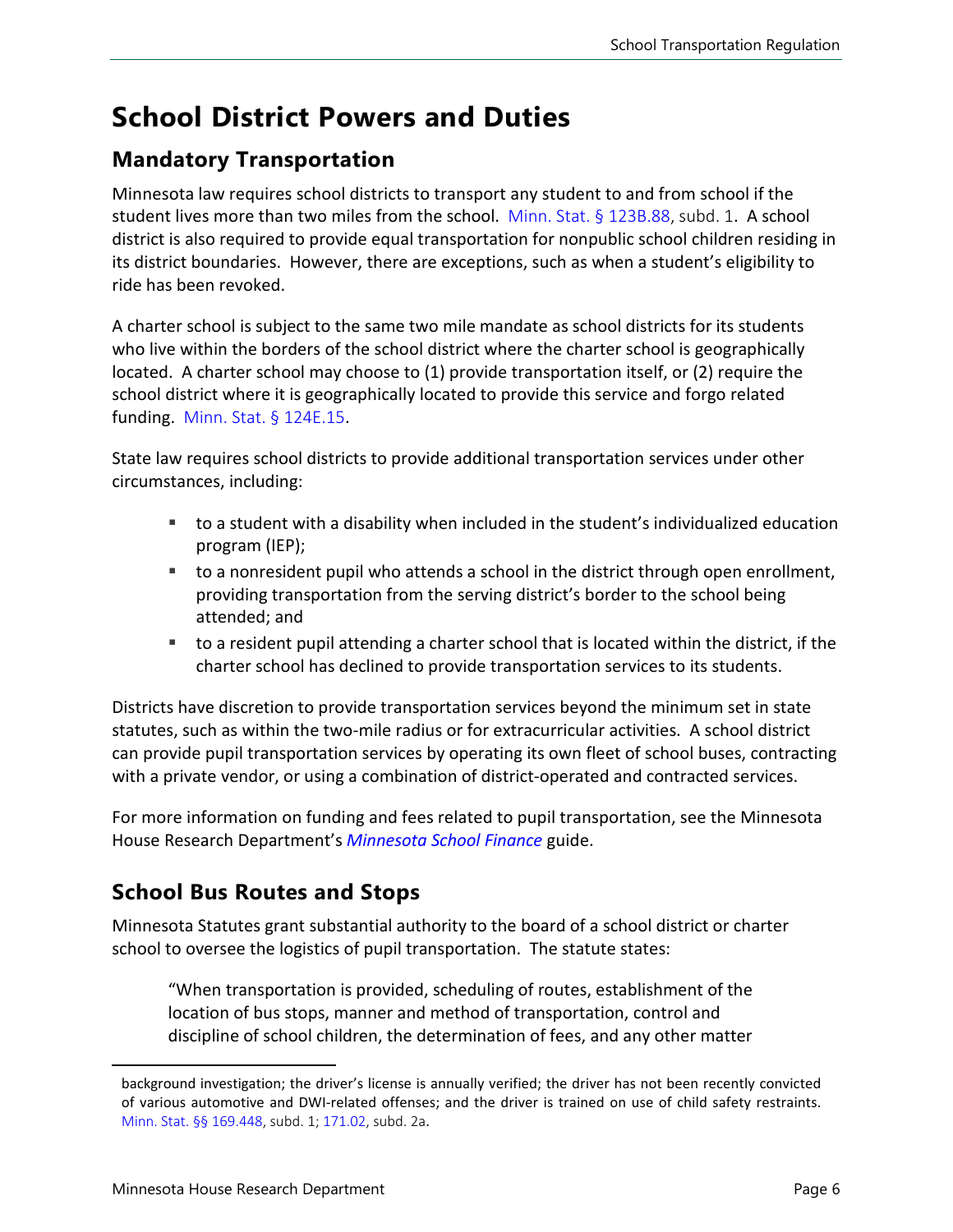# School District Powers and Duties

## Mandatory Transportation

Minnesota law requires school districts to transport any student to and from school if the student lives more than two miles from the school. Minn. Stat. § 123B.88, subd. 1. A school district is also required to provide equal transportation for nonpublic school children residing in its district boundaries. However, there are exceptions, such as when a student's eligibility to ride has been revoked.

A charter school is subject to the same two mile mandate as school districts for its students who live within the borders of the school district where the charter school is geographically located. A charter school may choose to (1) provide transportation itself, or (2) require the school district where it is geographically located to provide this service and forgo related funding. Minn. Stat. § 124E.15.

State law requires school districts to provide additional transportation services under other circumstances, including:

- to a student with a disability when included in the student's individualized education program (IEP);
- to a nonresident pupil who attends a school in the district through open enrollment, providing transportation from the serving district's border to the school being attended; and
- to a resident pupil attending a charter school that is located within the district, if the charter school has declined to provide transportation services to its students.

Districts have discretion to provide transportation services beyond the minimum set in state statutes, such as within the two-mile radius or for extracurricular activities. A school district can provide pupil transportation services by operating its own fleet of school buses, contracting with a private vendor, or using a combination of district-operated and contracted services.

For more information on funding and fees related to pupil transportation, see the Minnesota House Research Department's *Minnesota School Finance* guide.

## School Bus Routes and Stops

Minnesota Statutes grant substantial authority to the board of a school district or charter school to oversee the logistics of pupil transportation. The statute states:

> "When transportation is provided, scheduling of routes, establishment of the location of bus stops, manner and method of transportation, control and discipline of school children, the determination of fees, and any other matter

---

background investigation; the driver's license is annually verified; the driver has not been recently convicted of various automotive and DWI-related offenses; and the driver is trained on use of child safety restraints. Minn. Stat. §§ 169.448, subd. 1; 171.02, subd. 2a.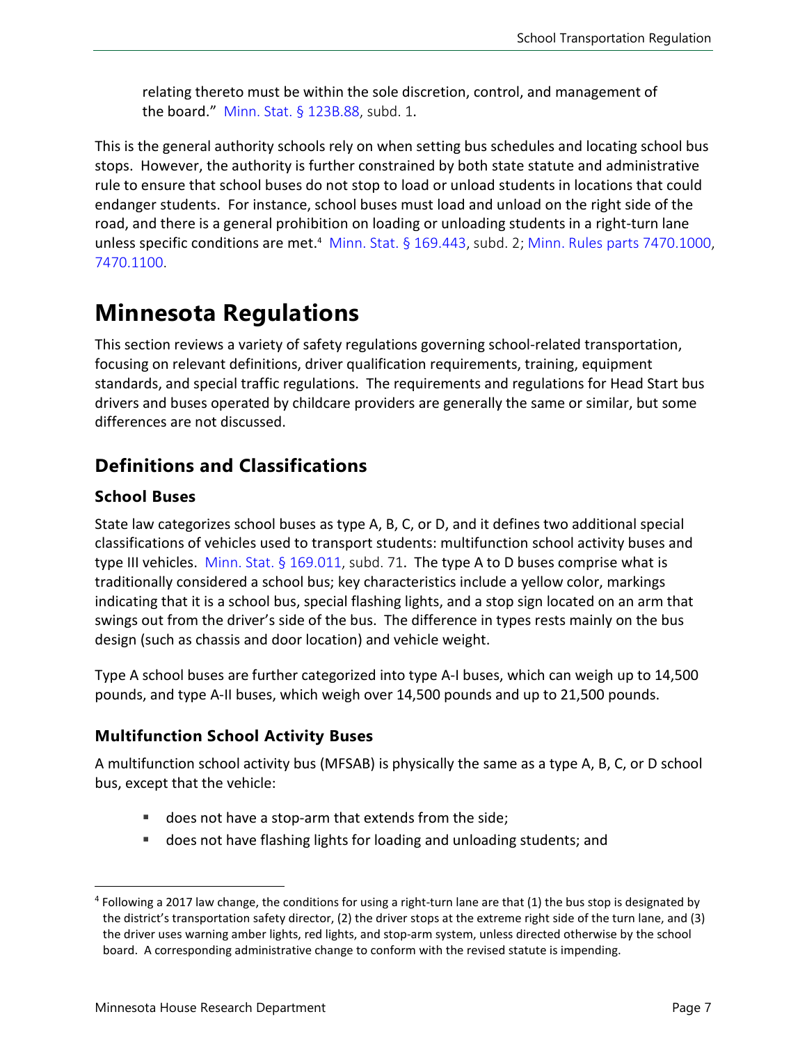relating thereto must be within the sole discretion, control, and management of the board." Minn. Stat. § 123B.88, subd. 1.

This is the general authority schools rely on when setting bus schedules and locating school bus stops. However, the authority is further constrained by both state statute and administrative rule to ensure that school buses do not stop to load or unload students in locations that could endanger students. For instance, school buses must load and unload on the right side of the road, and there is a general prohibition on loading or unloading students in a right-turn lane unless specific conditions are met.[4] Minn. Stat. § 169.443, subd. 2; Minn. Rules parts 7470.1000, 7470.1100.

# Minnesota Regulations

This section reviews a variety of safety regulations governing school-related transportation, focusing on relevant definitions, driver qualification requirements, training, equipment standards, and special traffic regulations. The requirements and regulations for Head Start bus drivers and buses operated by childcare providers are generally the same or similar, but some differences are not discussed.

## Definitions and Classifications

### School Buses

State law categorizes school buses as type A, B, C, or D, and it defines two additional special classifications of vehicles used to transport students: multifunction school activity buses and type III vehicles. Minn. Stat. § 169.011, subd. 71. The type A to D buses comprise what is traditionally considered a school bus; key characteristics include a yellow color, markings indicating that it is a school bus, special flashing lights, and a stop sign located on an arm that swings out from the driver's side of the bus. The difference in types rests mainly on the bus design (such as chassis and door location) and vehicle weight.

Type A school buses are further categorized into type A-I buses, which can weigh up to 14,500 pounds, and type A-II buses, which weigh over 14,500 pounds and up to 21,500 pounds.

### Multifunction School Activity Buses

A multifunction school activity bus (MFSAB) is physically the same as a type A, B, C, or D school bus, except that the vehicle:

- does not have a stop-arm that extends from the side;
- does not have flashing lights for loading and unloading students; and

[4] Following a 2017 law change, the conditions for using a right-turn lane are that (1) the bus stop is designated by the district's transportation safety director, (2) the driver stops at the extreme right side of the turn lane, and (3) the driver uses warning amber lights, red lights, and stop-arm system, unless directed otherwise by the school board. A corresponding administrative change to conform with the revised statute is impending.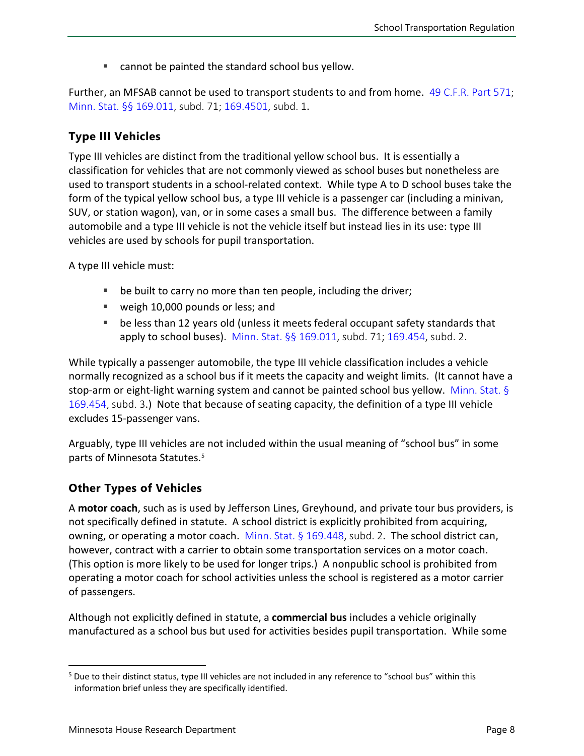- cannot be painted the standard school bus yellow.

Further, an MFSAB cannot be used to transport students to and from home. 49 C.F.R. Part 571; Minn. Stat. §§ 169.011, subd. 71; 169.4501, subd. 1.

### Type III Vehicles

Type III vehicles are distinct from the traditional yellow school bus. It is essentially a classification for vehicles that are not commonly viewed as school buses but nonetheless are used to transport students in a school-related context. While type A to D school buses take the form of the typical yellow school bus, a type III vehicle is a passenger car (including a minivan, SUV, or station wagon), van, or in some cases a small bus. The difference between a family automobile and a type III vehicle is not the vehicle itself but instead lies in its use: type III vehicles are used by schools for pupil transportation.

A type III vehicle must:

- be built to carry no more than ten people, including the driver;
- weigh 10,000 pounds or less; and
- be less than 12 years old (unless it meets federal occupant safety standards that apply to school buses). Minn. Stat. §§ 169.011, subd. 71; 169.454, subd. 2.

While typically a passenger automobile, the type III vehicle classification includes a vehicle normally recognized as a school bus if it meets the capacity and weight limits. (It cannot have a stop-arm or eight-light warning system and cannot be painted school bus yellow. Minn. Stat. § 169.454, subd. 3.) Note that because of seating capacity, the definition of a type III vehicle excludes 15-passenger vans.

Arguably, type III vehicles are not included within the usual meaning of "school bus" in some parts of Minnesota Statutes.[5]

### Other Types of Vehicles

A **motor coach**, such as is used by Jefferson Lines, Greyhound, and private tour bus providers, is not specifically defined in statute. A school district is explicitly prohibited from acquiring, owning, or operating a motor coach. Minn. Stat. § 169.448, subd. 2. The school district can, however, contract with a carrier to obtain some transportation services on a motor coach. (This option is more likely to be used for longer trips.) A nonpublic school is prohibited from operating a motor coach for school activities unless the school is registered as a motor carrier of passengers.

Although not explicitly defined in statute, a **commercial bus** includes a vehicle originally manufactured as a school bus but used for activities besides pupil transportation. While some

[5] Due to their distinct status, type III vehicles are not included in any reference to "school bus" within this information brief unless they are specifically identified.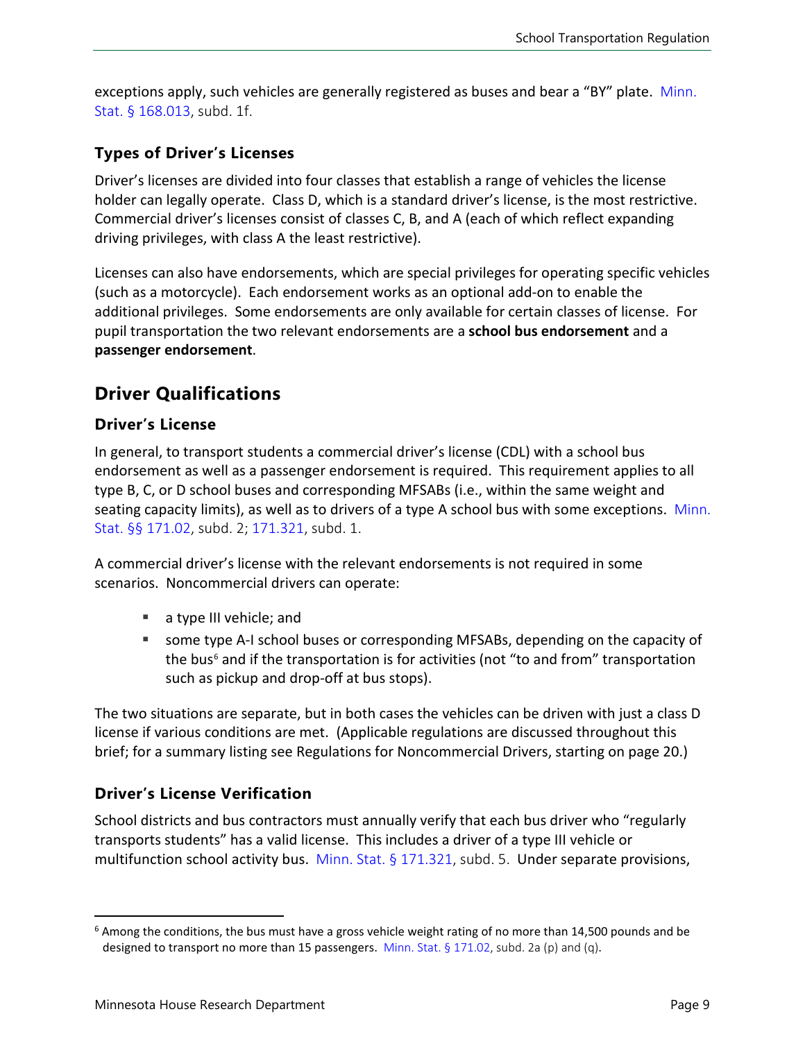exceptions apply, such vehicles are generally registered as buses and bear a "BY" plate. Minn. Stat. § 168.013, subd. 1f.

### Types of Driver's Licenses

Driver's licenses are divided into four classes that establish a range of vehicles the license holder can legally operate. Class D, which is a standard driver's license, is the most restrictive. Commercial driver's licenses consist of classes C, B, and A (each of which reflect expanding driving privileges, with class A the least restrictive).

Licenses can also have endorsements, which are special privileges for operating specific vehicles (such as a motorcycle). Each endorsement works as an optional add-on to enable the additional privileges. Some endorsements are only available for certain classes of license. For pupil transportation the two relevant endorsements are a **school bus endorsement** and a **passenger endorsement**.

## Driver Qualifications

### Driver's License

In general, to transport students a commercial driver's license (CDL) with a school bus endorsement as well as a passenger endorsement is required. This requirement applies to all type B, C, or D school buses and corresponding MFSABs (i.e., within the same weight and seating capacity limits), as well as to drivers of a type A school bus with some exceptions. Minn. Stat. §§ 171.02, subd. 2; 171.321, subd. 1.

A commercial driver's license with the relevant endorsements is not required in some scenarios. Noncommercial drivers can operate:

- a type III vehicle; and
- some type A-I school buses or corresponding MFSABs, depending on the capacity of the bus[6] and if the transportation is for activities (not "to and from" transportation such as pickup and drop-off at bus stops).

The two situations are separate, but in both cases the vehicles can be driven with just a class D license if various conditions are met. (Applicable regulations are discussed throughout this brief; for a summary listing see Regulations for Noncommercial Drivers, starting on page 20.)

### Driver's License Verification

School districts and bus contractors must annually verify that each bus driver who "regularly transports students" has a valid license. This includes a driver of a type III vehicle or multifunction school activity bus. Minn. Stat. § 171.321, subd. 5. Under separate provisions,

[6] Among the conditions, the bus must have a gross vehicle weight rating of no more than 14,500 pounds and be designed to transport no more than 15 passengers. Minn. Stat. § 171.02, subd. 2a (p) and (q).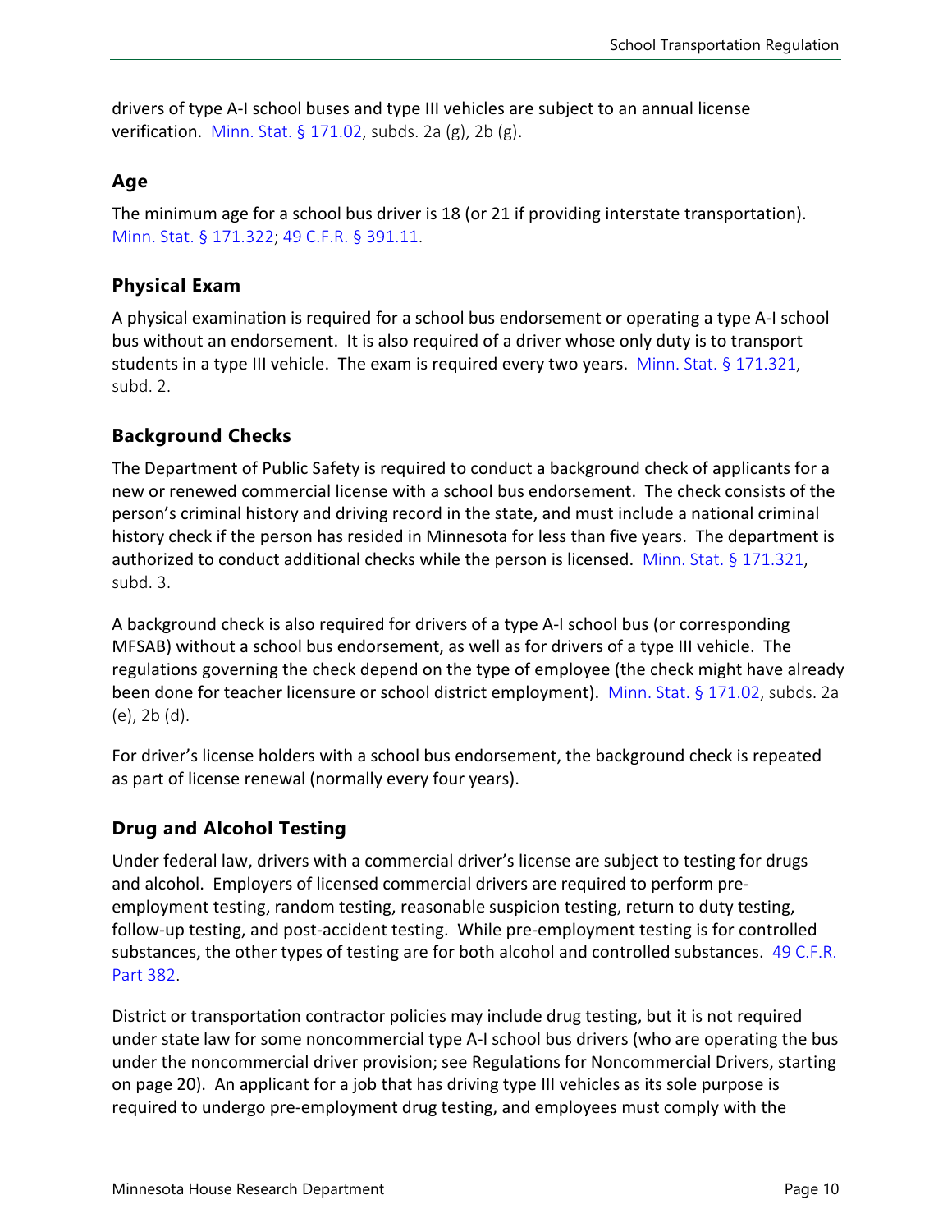drivers of type A-I school buses and type III vehicles are subject to an annual license verification. Minn. Stat. § 171.02, subds. 2a (g), 2b (g).

### Age

The minimum age for a school bus driver is 18 (or 21 if providing interstate transportation). Minn. Stat. § 171.322; 49 C.F.R. § 391.11.

### Physical Exam

A physical examination is required for a school bus endorsement or operating a type A-I school bus without an endorsement. It is also required of a driver whose only duty is to transport students in a type III vehicle. The exam is required every two years. Minn. Stat. § 171.321, subd. 2.

### Background Checks

The Department of Public Safety is required to conduct a background check of applicants for a new or renewed commercial license with a school bus endorsement. The check consists of the person's criminal history and driving record in the state, and must include a national criminal history check if the person has resided in Minnesota for less than five years. The department is authorized to conduct additional checks while the person is licensed. Minn. Stat. § 171.321, subd. 3.

A background check is also required for drivers of a type A-I school bus (or corresponding MFSAB) without a school bus endorsement, as well as for drivers of a type III vehicle. The regulations governing the check depend on the type of employee (the check might have already been done for teacher licensure or school district employment). Minn. Stat. § 171.02, subds. 2a (e), 2b (d).

For driver's license holders with a school bus endorsement, the background check is repeated as part of license renewal (normally every four years).

### Drug and Alcohol Testing

Under federal law, drivers with a commercial driver's license are subject to testing for drugs and alcohol. Employers of licensed commercial drivers are required to perform pre-employment testing, random testing, reasonable suspicion testing, return to duty testing, follow-up testing, and post-accident testing. While pre-employment testing is for controlled substances, the other types of testing are for both alcohol and controlled substances. 49 C.F.R. Part 382.

District or transportation contractor policies may include drug testing, but it is not required under state law for some noncommercial type A-I school bus drivers (who are operating the bus under the noncommercial driver provision; see Regulations for Noncommercial Drivers, starting on page 20). An applicant for a job that has driving type III vehicles as its sole purpose is required to undergo pre-employment drug testing, and employees must comply with the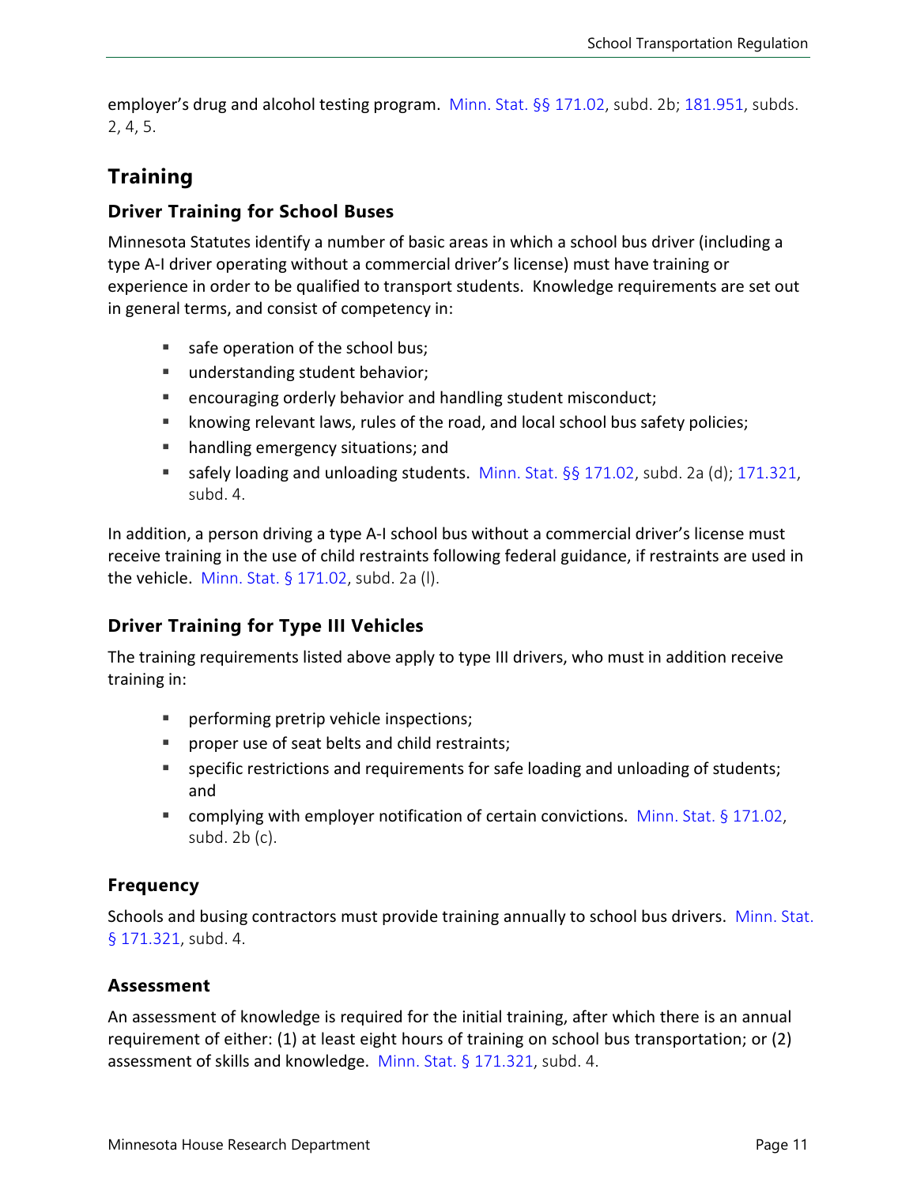employer's drug and alcohol testing program. Minn. Stat. §§ 171.02, subd. 2b; 181.951, subds. 2, 4, 5.

## Training

### Driver Training for School Buses

Minnesota Statutes identify a number of basic areas in which a school bus driver (including a type A-I driver operating without a commercial driver's license) must have training or experience in order to be qualified to transport students. Knowledge requirements are set out in general terms, and consist of competency in:

- safe operation of the school bus;
- understanding student behavior;
- encouraging orderly behavior and handling student misconduct;
- knowing relevant laws, rules of the road, and local school bus safety policies;
- handling emergency situations; and
- safely loading and unloading students. Minn. Stat. §§ 171.02, subd. 2a (d); 171.321, subd. 4.

In addition, a person driving a type A-I school bus without a commercial driver's license must receive training in the use of child restraints following federal guidance, if restraints are used in the vehicle. Minn. Stat. § 171.02, subd. 2a (l).

### Driver Training for Type III Vehicles

The training requirements listed above apply to type III drivers, who must in addition receive training in:

- performing pretrip vehicle inspections;
- proper use of seat belts and child restraints;
- specific restrictions and requirements for safe loading and unloading of students; and
- complying with employer notification of certain convictions. Minn. Stat. § 171.02, subd. 2b (c).

### Frequency

Schools and busing contractors must provide training annually to school bus drivers. Minn. Stat. § 171.321, subd. 4.

### Assessment

An assessment of knowledge is required for the initial training, after which there is an annual requirement of either: (1) at least eight hours of training on school bus transportation; or (2) assessment of skills and knowledge. Minn. Stat. § 171.321, subd. 4.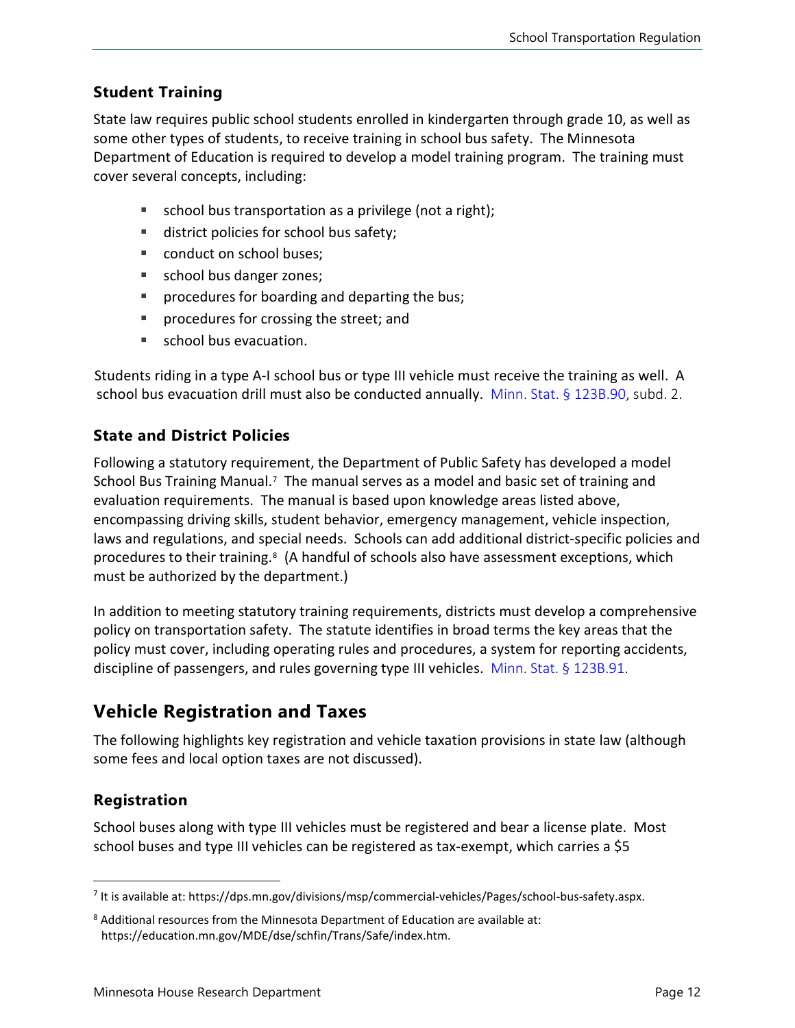### Student Training

State law requires public school students enrolled in kindergarten through grade 10, as well as some other types of students, to receive training in school bus safety. The Minnesota Department of Education is required to develop a model training program. The training must cover several concepts, including:

- school bus transportation as a privilege (not a right);
- district policies for school bus safety;
- conduct on school buses;
- school bus danger zones;
- procedures for boarding and departing the bus;
- procedures for crossing the street; and
- school bus evacuation.

Students riding in a type A-I school bus or type III vehicle must receive the training as well. A school bus evacuation drill must also be conducted annually. Minn. Stat. § 123B.90, subd. 2.

### State and District Policies

Following a statutory requirement, the Department of Public Safety has developed a model School Bus Training Manual.[7] The manual serves as a model and basic set of training and evaluation requirements. The manual is based upon knowledge areas listed above, encompassing driving skills, student behavior, emergency management, vehicle inspection, laws and regulations, and special needs. Schools can add additional district-specific policies and procedures to their training.[8] (A handful of schools also have assessment exceptions, which must be authorized by the department.)

In addition to meeting statutory training requirements, districts must develop a comprehensive policy on transportation safety. The statute identifies in broad terms the key areas that the policy must cover, including operating rules and procedures, a system for reporting accidents, discipline of passengers, and rules governing type III vehicles. Minn. Stat. § 123B.91.

## Vehicle Registration and Taxes

The following highlights key registration and vehicle taxation provisions in state law (although some fees and local option taxes are not discussed).

### Registration

School buses along with type III vehicles must be registered and bear a license plate. Most school buses and type III vehicles can be registered as tax-exempt, which carries a $5

---

[7] It is available at: https://dps.mn.gov/divisions/msp/commercial-vehicles/Pages/school-bus-safety.aspx.

[8] Additional resources from the Minnesota Department of Education are available at: https://education.mn.gov/MDE/dse/schfin/Trans/Safe/index.htm.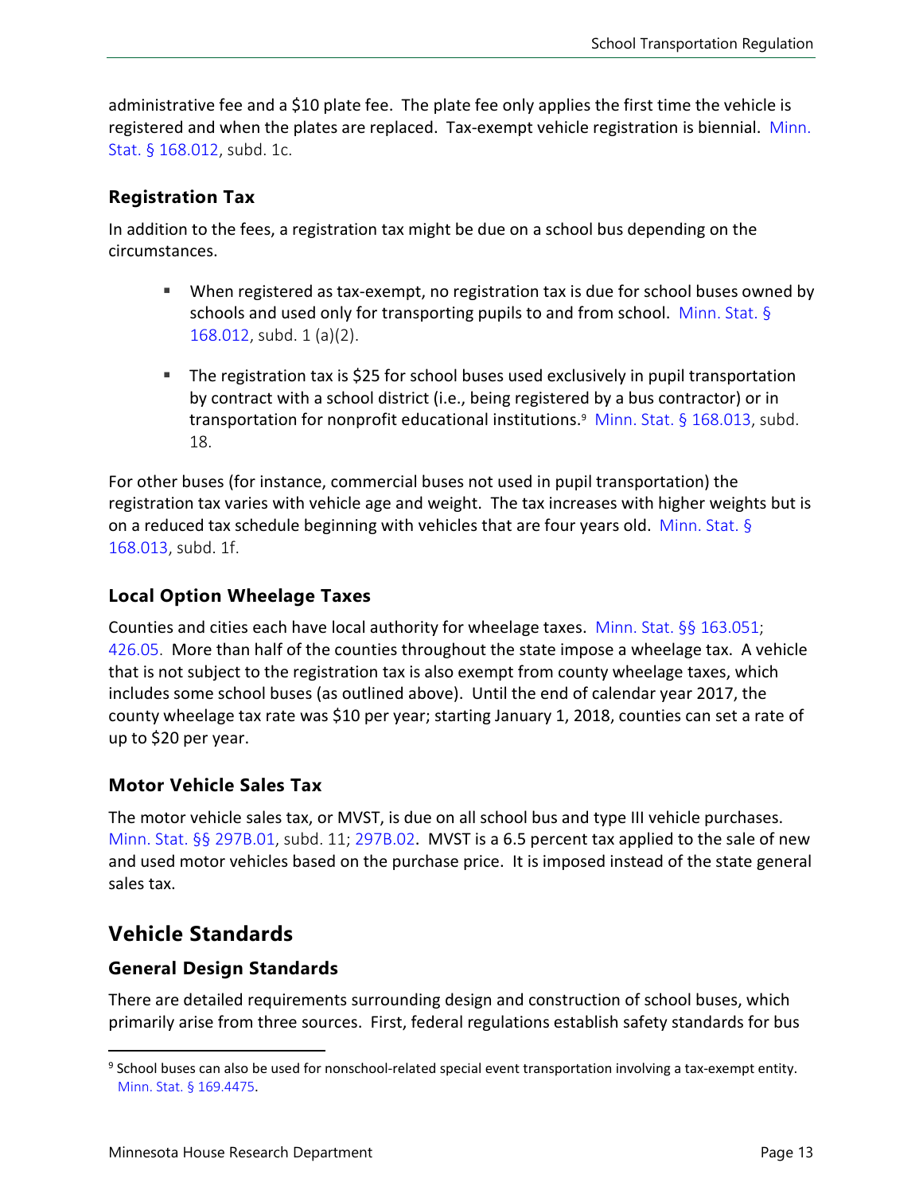administrative fee and a $10 plate fee. The plate fee only applies the first time the vehicle is registered and when the plates are replaced. Tax-exempt vehicle registration is biennial. Minn. Stat. § 168.012, subd. 1c.

### Registration Tax

In addition to the fees, a registration tax might be due on a school bus depending on the circumstances.

- When registered as tax-exempt, no registration tax is due for school buses owned by schools and used only for transporting pupils to and from school. Minn. Stat. § 168.012, subd. 1 (a)(2).
- The registration tax is $25 for school buses used exclusively in pupil transportation by contract with a school district (i.e., being registered by a bus contractor) or in transportation for nonprofit educational institutions.[9] Minn. Stat. § 168.013, subd. 18.

For other buses (for instance, commercial buses not used in pupil transportation) the registration tax varies with vehicle age and weight. The tax increases with higher weights but is on a reduced tax schedule beginning with vehicles that are four years old. Minn. Stat. § 168.013, subd. 1f.

### Local Option Wheelage Taxes

Counties and cities each have local authority for wheelage taxes. Minn. Stat. §§ 163.051; 426.05. More than half of the counties throughout the state impose a wheelage tax. A vehicle that is not subject to the registration tax is also exempt from county wheelage taxes, which includes some school buses (as outlined above). Until the end of calendar year 2017, the county wheelage tax rate was $10 per year; starting January 1, 2018, counties can set a rate of up to $20 per year.

### Motor Vehicle Sales Tax

The motor vehicle sales tax, or MVST, is due on all school bus and type III vehicle purchases. Minn. Stat. §§ 297B.01, subd. 11; 297B.02. MVST is a 6.5 percent tax applied to the sale of new and used motor vehicles based on the purchase price. It is imposed instead of the state general sales tax.

## Vehicle Standards

### General Design Standards

There are detailed requirements surrounding design and construction of school buses, which primarily arise from three sources. First, federal regulations establish safety standards for bus

[9] School buses can also be used for nonschool-related special event transportation involving a tax-exempt entity. Minn. Stat. § 169.4475.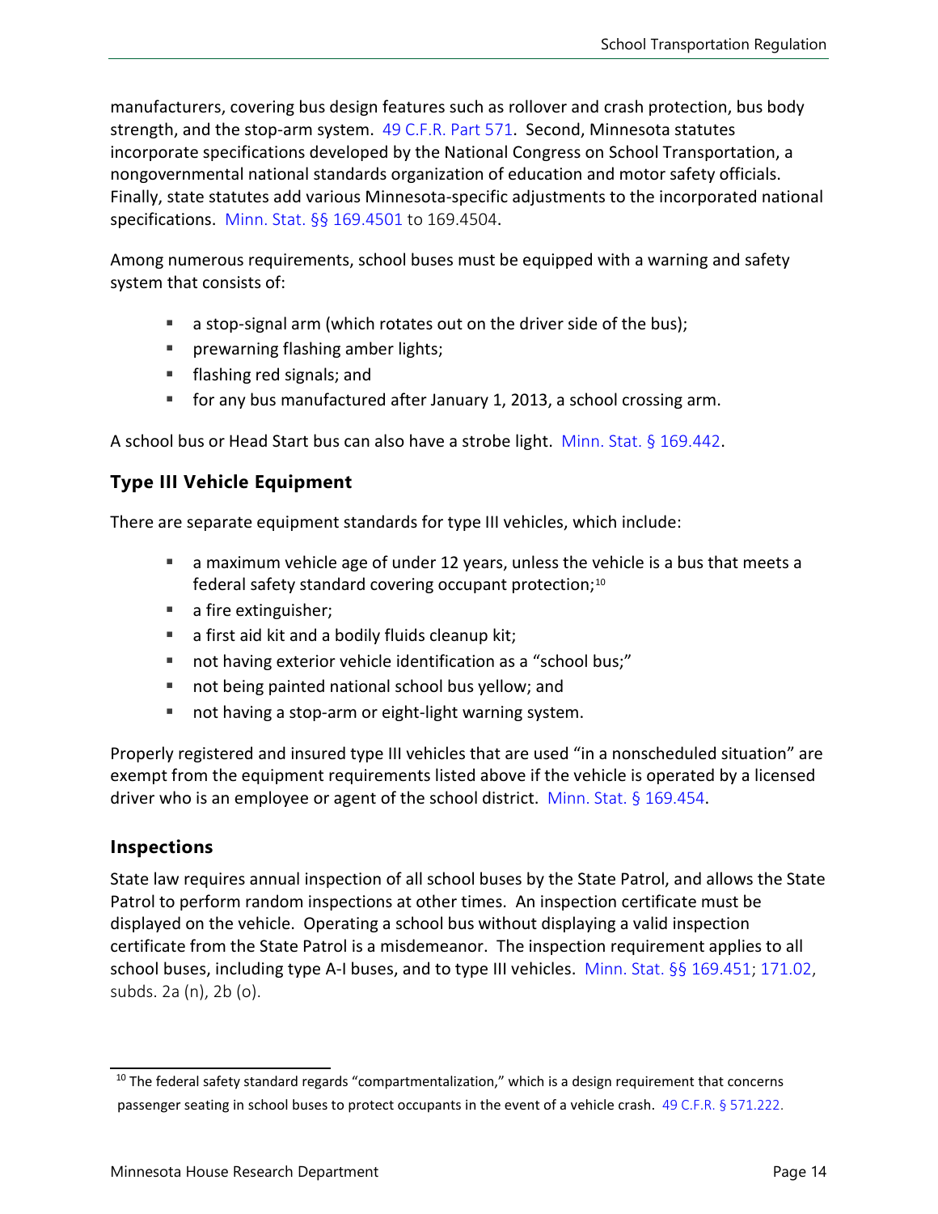manufacturers, covering bus design features such as rollover and crash protection, bus body strength, and the stop-arm system. 49 C.F.R. Part 571. Second, Minnesota statutes incorporate specifications developed by the National Congress on School Transportation, a nongovernmental national standards organization of education and motor safety officials. Finally, state statutes add various Minnesota-specific adjustments to the incorporated national specifications. Minn. Stat. §§ 169.4501 to 169.4504.

Among numerous requirements, school buses must be equipped with a warning and safety system that consists of:

- a stop-signal arm (which rotates out on the driver side of the bus);
- prewarning flashing amber lights;
- flashing red signals; and
- for any bus manufactured after January 1, 2013, a school crossing arm.

A school bus or Head Start bus can also have a strobe light. Minn. Stat. § 169.442.

### Type III Vehicle Equipment

There are separate equipment standards for type III vehicles, which include:

- a maximum vehicle age of under 12 years, unless the vehicle is a bus that meets a federal safety standard covering occupant protection;[10]
- a fire extinguisher;
- a first aid kit and a bodily fluids cleanup kit;
- not having exterior vehicle identification as a "school bus;"
- not being painted national school bus yellow; and
- not having a stop-arm or eight-light warning system.

Properly registered and insured type III vehicles that are used "in a nonscheduled situation" are exempt from the equipment requirements listed above if the vehicle is operated by a licensed driver who is an employee or agent of the school district. Minn. Stat. § 169.454.

### Inspections

State law requires annual inspection of all school buses by the State Patrol, and allows the State Patrol to perform random inspections at other times. An inspection certificate must be displayed on the vehicle. Operating a school bus without displaying a valid inspection certificate from the State Patrol is a misdemeanor. The inspection requirement applies to all school buses, including type A-I buses, and to type III vehicles. Minn. Stat. §§ 169.451; 171.02, subds. 2a (n), 2b (o).

[10] The federal safety standard regards "compartmentalization," which is a design requirement that concerns passenger seating in school buses to protect occupants in the event of a vehicle crash. 49 C.F.R. § 571.222.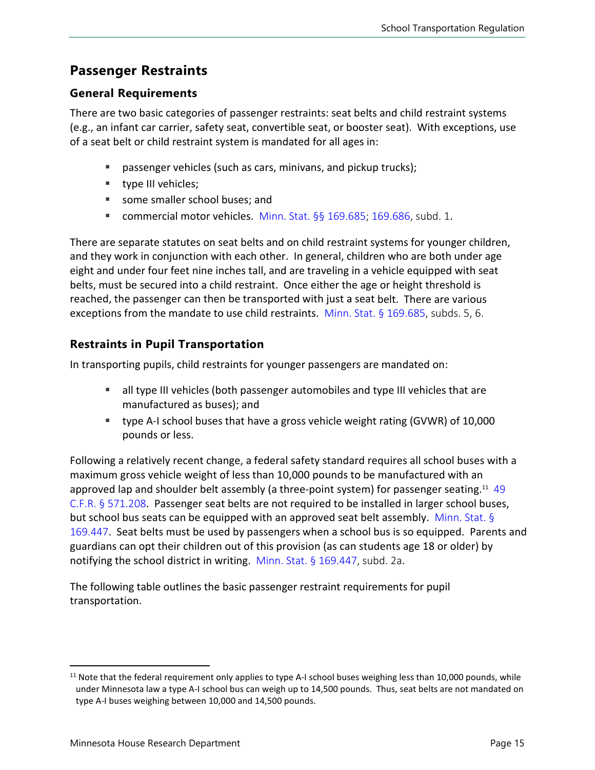## Passenger Restraints

### General Requirements

There are two basic categories of passenger restraints: seat belts and child restraint systems (e.g., an infant car carrier, safety seat, convertible seat, or booster seat). With exceptions, use of a seat belt or child restraint system is mandated for all ages in:

- passenger vehicles (such as cars, minivans, and pickup trucks);
- type III vehicles;
- some smaller school buses; and
- commercial motor vehicles. Minn. Stat. §§ 169.685; 169.686, subd. 1.

There are separate statutes on seat belts and on child restraint systems for younger children, and they work in conjunction with each other. In general, children who are both under age eight and under four feet nine inches tall, and are traveling in a vehicle equipped with seat belts, must be secured into a child restraint. Once either the age or height threshold is reached, the passenger can then be transported with just a seat belt. There are various exceptions from the mandate to use child restraints. Minn. Stat. § 169.685, subds. 5, 6.

### Restraints in Pupil Transportation

In transporting pupils, child restraints for younger passengers are mandated on:

- all type III vehicles (both passenger automobiles and type III vehicles that are manufactured as buses); and
- type A-I school buses that have a gross vehicle weight rating (GVWR) of 10,000 pounds or less.

Following a relatively recent change, a federal safety standard requires all school buses with a maximum gross vehicle weight of less than 10,000 pounds to be manufactured with an approved lap and shoulder belt assembly (a three-point system) for passenger seating.[11] 49 C.F.R. § 571.208. Passenger seat belts are not required to be installed in larger school buses, but school bus seats can be equipped with an approved seat belt assembly. Minn. Stat. § 169.447. Seat belts must be used by passengers when a school bus is so equipped. Parents and guardians can opt their children out of this provision (as can students age 18 or older) by notifying the school district in writing. Minn. Stat. § 169.447, subd. 2a.

The following table outlines the basic passenger restraint requirements for pupil transportation.

[11] Note that the federal requirement only applies to type A-I school buses weighing less than 10,000 pounds, while under Minnesota law a type A-I school bus can weigh up to 14,500 pounds. Thus, seat belts are not mandated on type A-I buses weighing between 10,000 and 14,500 pounds.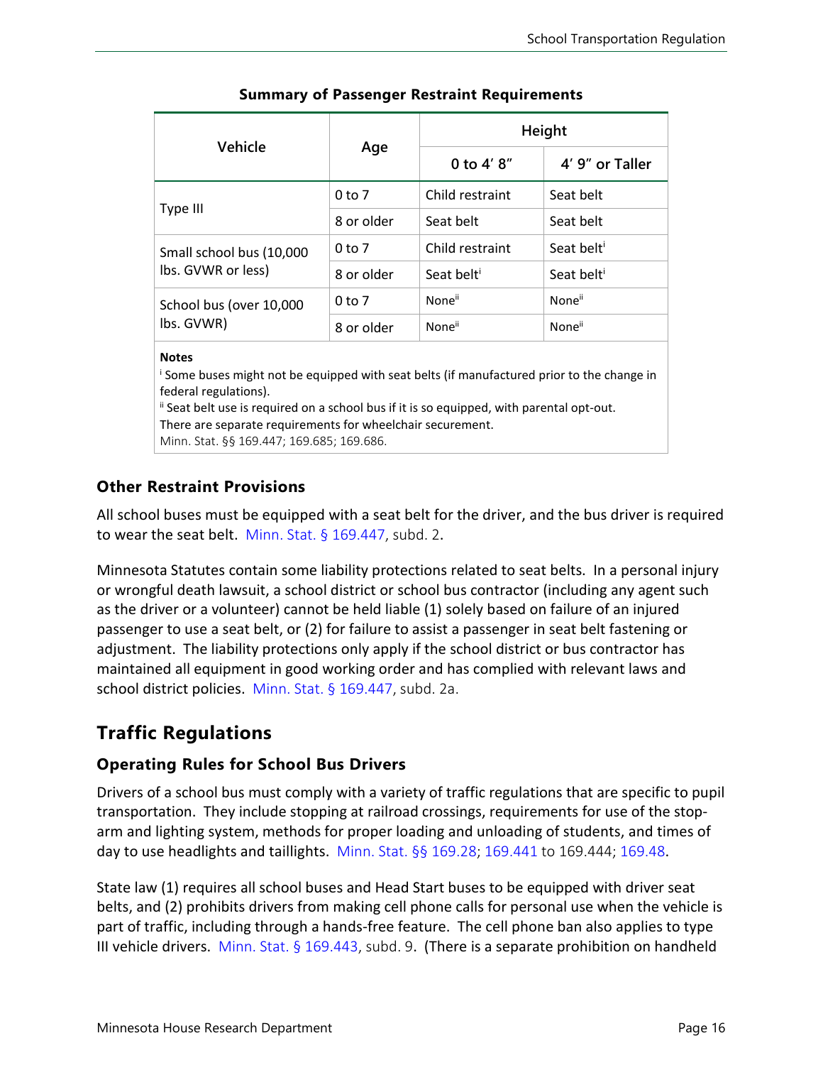**Summary of Passenger Restraint Requirements**

| Vehicle | Age | Height | |
|---|---|---|---|
| | | 0 to 4′ 8″ | 4′ 9″ or Taller |
| Type III | 0 to 7 | Child restraint | Seat belt |
| | 8 or older | Seat belt | Seat belt |
| Small school bus (10,000 lbs. GVWR or less) | 0 to 7 | Child restraint | Seat belt[i] |
| | 8 or older | Seat belt[i] | Seat belt[i] |
| School bus (over 10,000 lbs. GVWR) | 0 to 7 | None[ii] | None[ii] |
| | 8 or older | None[ii] | None[ii] |

**Notes**

[i] Some buses might not be equipped with seat belts (if manufactured prior to the change in federal regulations).

[ii] Seat belt use is required on a school bus if it is so equipped, with parental opt-out.

There are separate requirements for wheelchair securement.

Minn. Stat. §§ 169.447; 169.685; 169.686.

### Other Restraint Provisions

All school buses must be equipped with a seat belt for the driver, and the bus driver is required to wear the seat belt. Minn. Stat. § 169.447, subd. 2.

Minnesota Statutes contain some liability protections related to seat belts. In a personal injury or wrongful death lawsuit, a school district or school bus contractor (including any agent such as the driver or a volunteer) cannot be held liable (1) solely based on failure of an injured passenger to use a seat belt, or (2) for failure to assist a passenger in seat belt fastening or adjustment. The liability protections only apply if the school district or bus contractor has maintained all equipment in good working order and has complied with relevant laws and school district policies. Minn. Stat. § 169.447, subd. 2a.

## Traffic Regulations

### Operating Rules for School Bus Drivers

Drivers of a school bus must comply with a variety of traffic regulations that are specific to pupil transportation. They include stopping at railroad crossings, requirements for use of the stop-arm and lighting system, methods for proper loading and unloading of students, and times of day to use headlights and taillights. Minn. Stat. §§ 169.28; 169.441 to 169.444; 169.48.

State law (1) requires all school buses and Head Start buses to be equipped with driver seat belts, and (2) prohibits drivers from making cell phone calls for personal use when the vehicle is part of traffic, including through a hands-free feature. The cell phone ban also applies to type III vehicle drivers. Minn. Stat. § 169.443, subd. 9. (There is a separate prohibition on handheld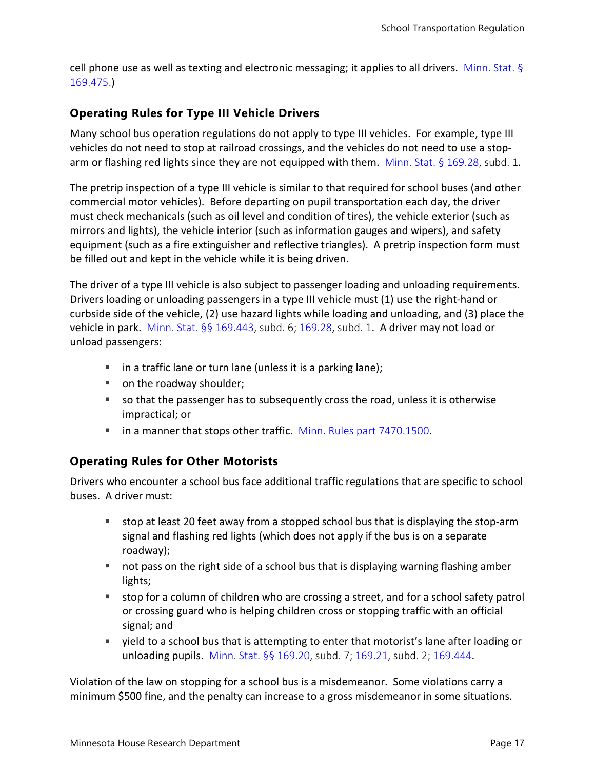cell phone use as well as texting and electronic messaging; it applies to all drivers. Minn. Stat. § 169.475.)

### Operating Rules for Type III Vehicle Drivers

Many school bus operation regulations do not apply to type III vehicles. For example, type III vehicles do not need to stop at railroad crossings, and the vehicles do not need to use a stop-arm or flashing red lights since they are not equipped with them. Minn. Stat. § 169.28, subd. 1.

The pretrip inspection of a type III vehicle is similar to that required for school buses (and other commercial motor vehicles). Before departing on pupil transportation each day, the driver must check mechanicals (such as oil level and condition of tires), the vehicle exterior (such as mirrors and lights), the vehicle interior (such as information gauges and wipers), and safety equipment (such as a fire extinguisher and reflective triangles). A pretrip inspection form must be filled out and kept in the vehicle while it is being driven.

The driver of a type III vehicle is also subject to passenger loading and unloading requirements. Drivers loading or unloading passengers in a type III vehicle must (1) use the right-hand or curbside side of the vehicle, (2) use hazard lights while loading and unloading, and (3) place the vehicle in park. Minn. Stat. §§ 169.443, subd. 6; 169.28, subd. 1. A driver may not load or unload passengers:

- in a traffic lane or turn lane (unless it is a parking lane);
- on the roadway shoulder;
- so that the passenger has to subsequently cross the road, unless it is otherwise impractical; or
- in a manner that stops other traffic. Minn. Rules part 7470.1500.

### Operating Rules for Other Motorists

Drivers who encounter a school bus face additional traffic regulations that are specific to school buses. A driver must:

- stop at least 20 feet away from a stopped school bus that is displaying the stop-arm signal and flashing red lights (which does not apply if the bus is on a separate roadway);
- not pass on the right side of a school bus that is displaying warning flashing amber lights;
- stop for a column of children who are crossing a street, and for a school safety patrol or crossing guard who is helping children cross or stopping traffic with an official signal; and
- yield to a school bus that is attempting to enter that motorist's lane after loading or unloading pupils. Minn. Stat. §§ 169.20, subd. 7; 169.21, subd. 2; 169.444.

Violation of the law on stopping for a school bus is a misdemeanor. Some violations carry a minimum $500 fine, and the penalty can increase to a gross misdemeanor in some situations.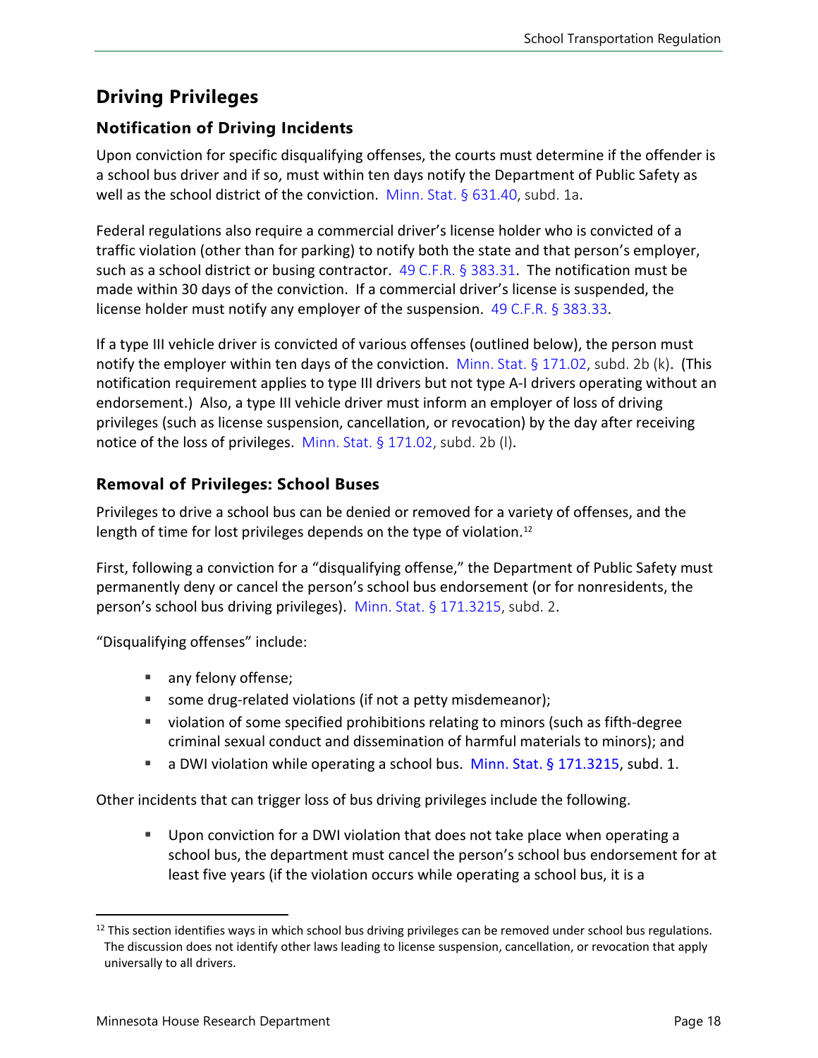## Driving Privileges

### Notification of Driving Incidents

Upon conviction for specific disqualifying offenses, the courts must determine if the offender is a school bus driver and if so, must within ten days notify the Department of Public Safety as well as the school district of the conviction. Minn. Stat. § 631.40, subd. 1a.

Federal regulations also require a commercial driver's license holder who is convicted of a traffic violation (other than for parking) to notify both the state and that person's employer, such as a school district or busing contractor. 49 C.F.R. § 383.31. The notification must be made within 30 days of the conviction. If a commercial driver's license is suspended, the license holder must notify any employer of the suspension. 49 C.F.R. § 383.33.

If a type III vehicle driver is convicted of various offenses (outlined below), the person must notify the employer within ten days of the conviction. Minn. Stat. § 171.02, subd. 2b (k). (This notification requirement applies to type III drivers but not type A-I drivers operating without an endorsement.) Also, a type III vehicle driver must inform an employer of loss of driving privileges (such as license suspension, cancellation, or revocation) by the day after receiving notice of the loss of privileges. Minn. Stat. § 171.02, subd. 2b (l).

### Removal of Privileges: School Buses

Privileges to drive a school bus can be denied or removed for a variety of offenses, and the length of time for lost privileges depends on the type of violation.[12]

First, following a conviction for a "disqualifying offense," the Department of Public Safety must permanently deny or cancel the person's school bus endorsement (or for nonresidents, the person's school bus driving privileges). Minn. Stat. § 171.3215, subd. 2.

"Disqualifying offenses" include:

- any felony offense;
- some drug-related violations (if not a petty misdemeanor);
- violation of some specified prohibitions relating to minors (such as fifth-degree criminal sexual conduct and dissemination of harmful materials to minors); and
- a DWI violation while operating a school bus. Minn. Stat. § 171.3215, subd. 1.

Other incidents that can trigger loss of bus driving privileges include the following.

- Upon conviction for a DWI violation that does not take place when operating a school bus, the department must cancel the person's school bus endorsement for at least five years (if the violation occurs while operating a school bus, it is a

[12] This section identifies ways in which school bus driving privileges can be removed under school bus regulations. The discussion does not identify other laws leading to license suspension, cancellation, or revocation that apply universally to all drivers.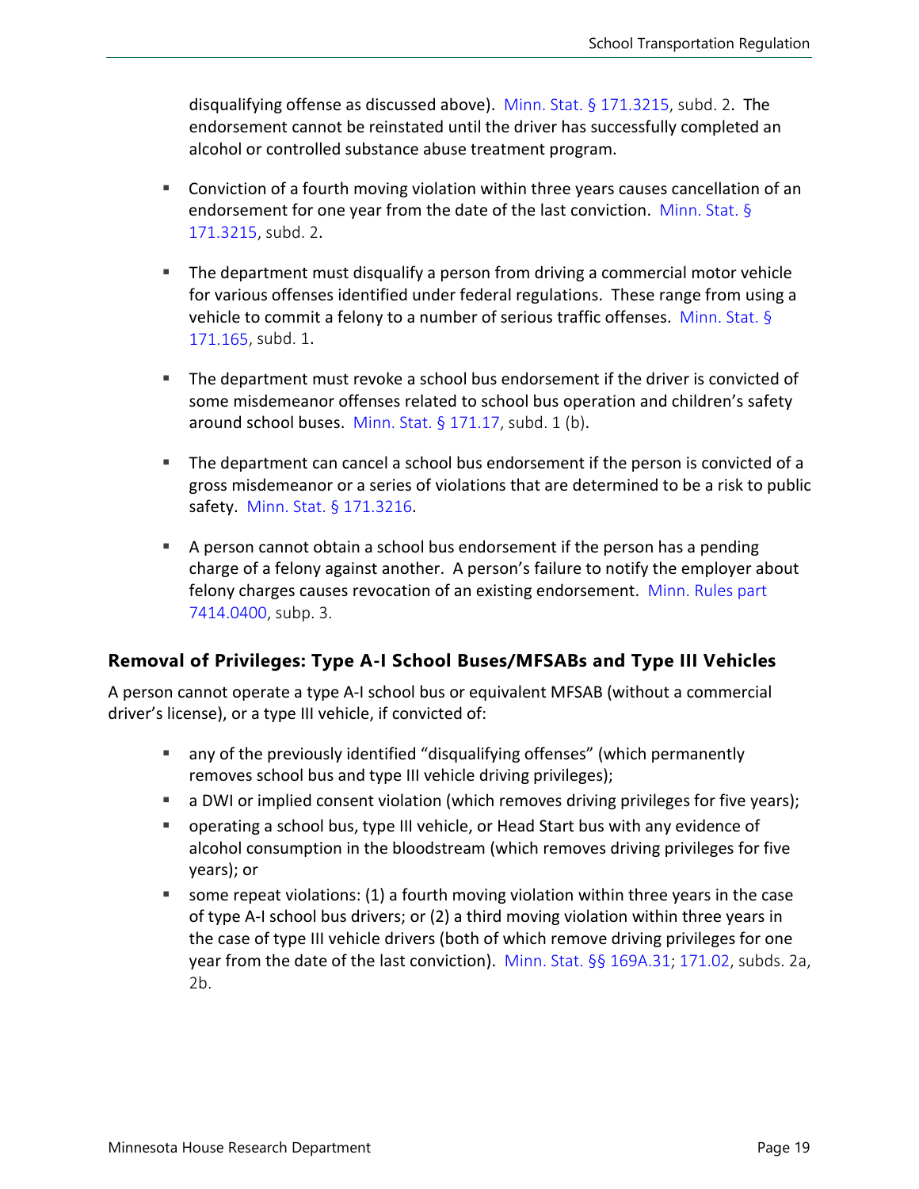disqualifying offense as discussed above). Minn. Stat. § 171.3215, subd. 2. The endorsement cannot be reinstated until the driver has successfully completed an alcohol or controlled substance abuse treatment program.

- Conviction of a fourth moving violation within three years causes cancellation of an endorsement for one year from the date of the last conviction. Minn. Stat. § 171.3215, subd. 2.
- The department must disqualify a person from driving a commercial motor vehicle for various offenses identified under federal regulations. These range from using a vehicle to commit a felony to a number of serious traffic offenses. Minn. Stat. § 171.165, subd. 1.
- The department must revoke a school bus endorsement if the driver is convicted of some misdemeanor offenses related to school bus operation and children's safety around school buses. Minn. Stat. § 171.17, subd. 1 (b).
- The department can cancel a school bus endorsement if the person is convicted of a gross misdemeanor or a series of violations that are determined to be a risk to public safety. Minn. Stat. § 171.3216.
- A person cannot obtain a school bus endorsement if the person has a pending charge of a felony against another. A person's failure to notify the employer about felony charges causes revocation of an existing endorsement. Minn. Rules part 7414.0400, subp. 3.

### Removal of Privileges: Type A-I School Buses/MFSABs and Type III Vehicles

A person cannot operate a type A-I school bus or equivalent MFSAB (without a commercial driver's license), or a type III vehicle, if convicted of:

- any of the previously identified "disqualifying offenses" (which permanently removes school bus and type III vehicle driving privileges);
- a DWI or implied consent violation (which removes driving privileges for five years);
- operating a school bus, type III vehicle, or Head Start bus with any evidence of alcohol consumption in the bloodstream (which removes driving privileges for five years); or
- some repeat violations: (1) a fourth moving violation within three years in the case of type A-I school bus drivers; or (2) a third moving violation within three years in the case of type III vehicle drivers (both of which remove driving privileges for one year from the date of the last conviction). Minn. Stat. §§ 169A.31; 171.02, subds. 2a, 2b.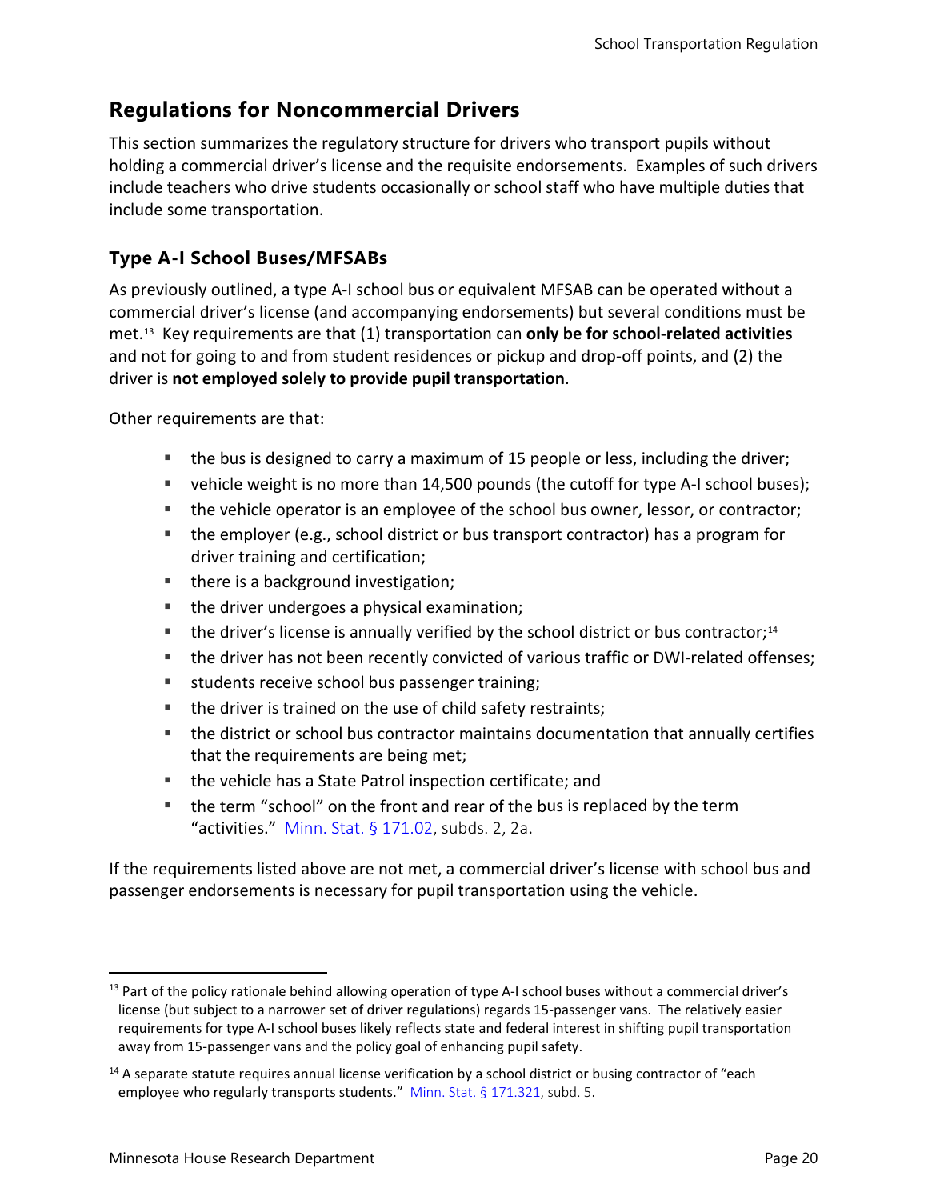## Regulations for Noncommercial Drivers

This section summarizes the regulatory structure for drivers who transport pupils without holding a commercial driver's license and the requisite endorsements. Examples of such drivers include teachers who drive students occasionally or school staff who have multiple duties that include some transportation.

### Type A-I School Buses/MFSABs

As previously outlined, a type A-I school bus or equivalent MFSAB can be operated without a commercial driver's license (and accompanying endorsements) but several conditions must be met.[13] Key requirements are that (1) transportation can **only be for school-related activities** and not for going to and from student residences or pickup and drop-off points, and (2) the driver is **not employed solely to provide pupil transportation**.

Other requirements are that:

- the bus is designed to carry a maximum of 15 people or less, including the driver;
- vehicle weight is no more than 14,500 pounds (the cutoff for type A-I school buses);
- the vehicle operator is an employee of the school bus owner, lessor, or contractor;
- the employer (e.g., school district or bus transport contractor) has a program for driver training and certification;
- there is a background investigation;
- the driver undergoes a physical examination;
- the driver's license is annually verified by the school district or bus contractor;[14]
- the driver has not been recently convicted of various traffic or DWI-related offenses;
- students receive school bus passenger training;
- the driver is trained on the use of child safety restraints;
- the district or school bus contractor maintains documentation that annually certifies that the requirements are being met;
- the vehicle has a State Patrol inspection certificate; and
- the term "school" on the front and rear of the bus is replaced by the term "activities." Minn. Stat. § 171.02, subds. 2, 2a.

If the requirements listed above are not met, a commercial driver's license with school bus and passenger endorsements is necessary for pupil transportation using the vehicle.

---

[13] Part of the policy rationale behind allowing operation of type A-I school buses without a commercial driver's license (but subject to a narrower set of driver regulations) regards 15-passenger vans. The relatively easier requirements for type A-I school buses likely reflects state and federal interest in shifting pupil transportation away from 15-passenger vans and the policy goal of enhancing pupil safety.

[14] A separate statute requires annual license verification by a school district or busing contractor of "each employee who regularly transports students." Minn. Stat. § 171.321, subd. 5.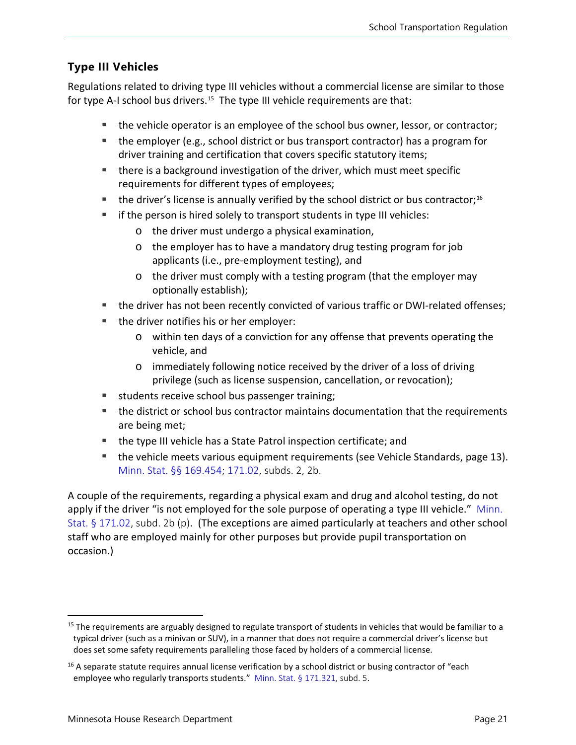### Type III Vehicles

Regulations related to driving type III vehicles without a commercial license are similar to those for type A-I school bus drivers.[15] The type III vehicle requirements are that:

- the vehicle operator is an employee of the school bus owner, lessor, or contractor;
- the employer (e.g., school district or bus transport contractor) has a program for driver training and certification that covers specific statutory items;
- there is a background investigation of the driver, which must meet specific requirements for different types of employees;
- the driver's license is annually verified by the school district or bus contractor;[16]
- if the person is hired solely to transport students in type III vehicles:
  - the driver must undergo a physical examination,
  - the employer has to have a mandatory drug testing program for job applicants (i.e., pre-employment testing), and
  - the driver must comply with a testing program (that the employer may optionally establish);
- the driver has not been recently convicted of various traffic or DWI-related offenses;
- the driver notifies his or her employer:
  - within ten days of a conviction for any offense that prevents operating the vehicle, and
  - immediately following notice received by the driver of a loss of driving privilege (such as license suspension, cancellation, or revocation);
- students receive school bus passenger training;
- the district or school bus contractor maintains documentation that the requirements are being met;
- the type III vehicle has a State Patrol inspection certificate; and
- the vehicle meets various equipment requirements (see Vehicle Standards, page 13). Minn. Stat. §§ 169.454; 171.02, subds. 2, 2b.

A couple of the requirements, regarding a physical exam and drug and alcohol testing, do not apply if the driver "is not employed for the sole purpose of operating a type III vehicle." Minn. Stat. § 171.02, subd. 2b (p). (The exceptions are aimed particularly at teachers and other school staff who are employed mainly for other purposes but provide pupil transportation on occasion.)

---

[15] The requirements are arguably designed to regulate transport of students in vehicles that would be familiar to a typical driver (such as a minivan or SUV), in a manner that does not require a commercial driver's license but does set some safety requirements paralleling those faced by holders of a commercial license.

[16] A separate statute requires annual license verification by a school district or busing contractor of "each employee who regularly transports students." Minn. Stat. § 171.321, subd. 5.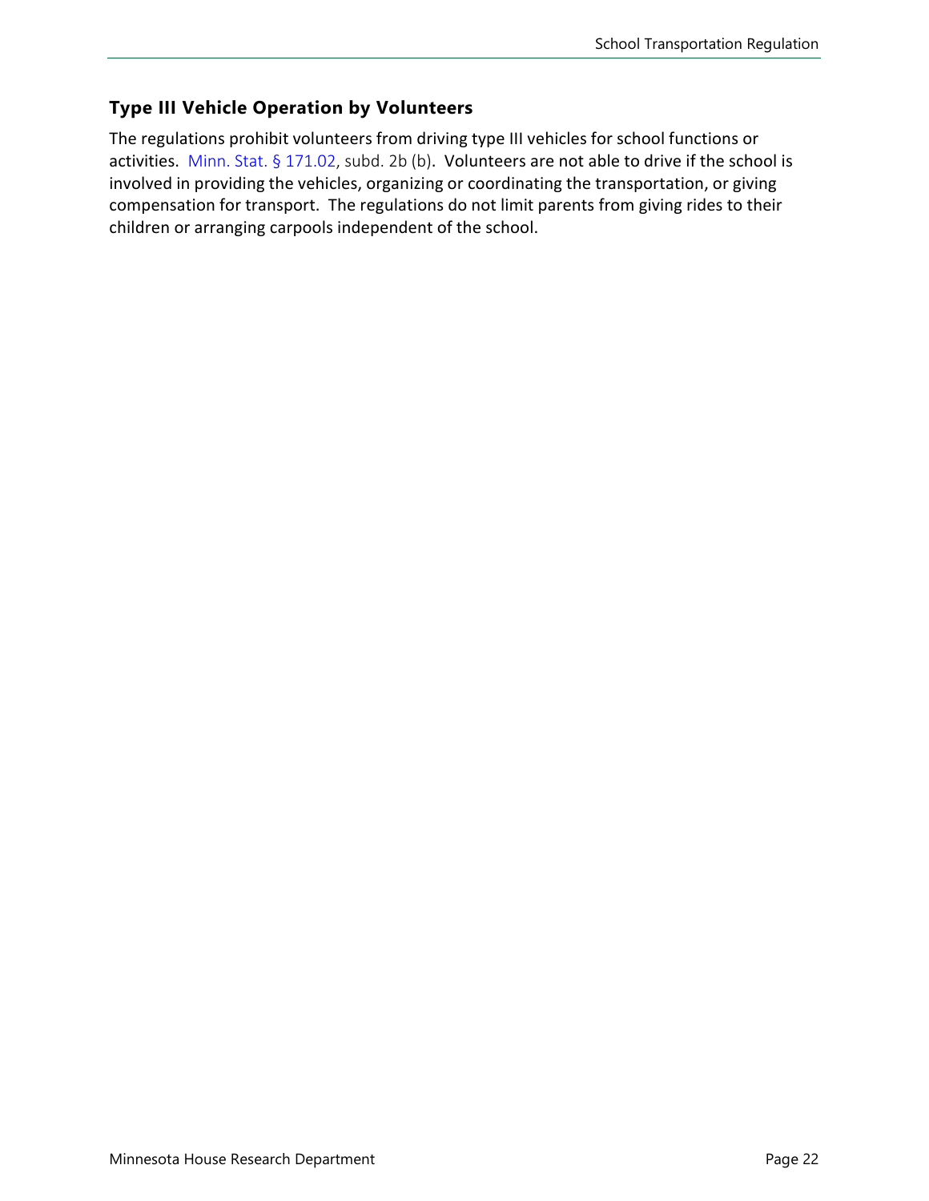### Type III Vehicle Operation by Volunteers

The regulations prohibit volunteers from driving type III vehicles for school functions or activities. Minn. Stat. § 171.02, subd. 2b (b). Volunteers are not able to drive if the school is involved in providing the vehicles, organizing or coordinating the transportation, or giving compensation for transport. The regulations do not limit parents from giving rides to their children or arranging carpools independent of the school.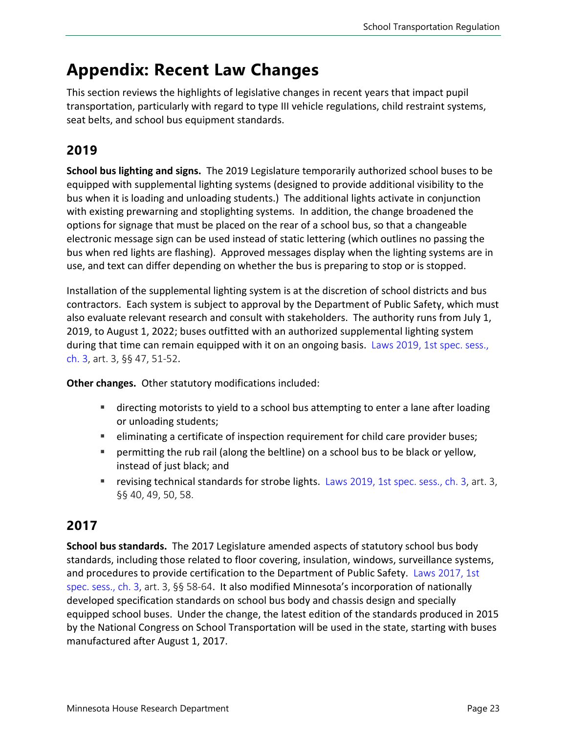# Appendix: Recent Law Changes

This section reviews the highlights of legislative changes in recent years that impact pupil transportation, particularly with regard to type III vehicle regulations, child restraint systems, seat belts, and school bus equipment standards.

## 2019

**School bus lighting and signs.** The 2019 Legislature temporarily authorized school buses to be equipped with supplemental lighting systems (designed to provide additional visibility to the bus when it is loading and unloading students.) The additional lights activate in conjunction with existing prewarning and stoplighting systems. In addition, the change broadened the options for signage that must be placed on the rear of a school bus, so that a changeable electronic message sign can be used instead of static lettering (which outlines no passing the bus when red lights are flashing). Approved messages display when the lighting systems are in use, and text can differ depending on whether the bus is preparing to stop or is stopped.

Installation of the supplemental lighting system is at the discretion of school districts and bus contractors. Each system is subject to approval by the Department of Public Safety, which must also evaluate relevant research and consult with stakeholders. The authority runs from July 1, 2019, to August 1, 2022; buses outfitted with an authorized supplemental lighting system during that time can remain equipped with it on an ongoing basis. Laws 2019, 1st spec. sess., ch. 3, art. 3, §§ 47, 51-52.

**Other changes.** Other statutory modifications included:

- directing motorists to yield to a school bus attempting to enter a lane after loading or unloading students;
- eliminating a certificate of inspection requirement for child care provider buses;
- permitting the rub rail (along the beltline) on a school bus to be black or yellow, instead of just black; and
- revising technical standards for strobe lights. Laws 2019, 1st spec. sess., ch. 3, art. 3, §§ 40, 49, 50, 58.

## 2017

**School bus standards.** The 2017 Legislature amended aspects of statutory school bus body standards, including those related to floor covering, insulation, windows, surveillance systems, and procedures to provide certification to the Department of Public Safety. Laws 2017, 1st spec. sess., ch. 3, art. 3, §§ 58-64. It also modified Minnesota's incorporation of nationally developed specification standards on school bus body and chassis design and specially equipped school buses. Under the change, the latest edition of the standards produced in 2015 by the National Congress on School Transportation will be used in the state, starting with buses manufactured after August 1, 2017.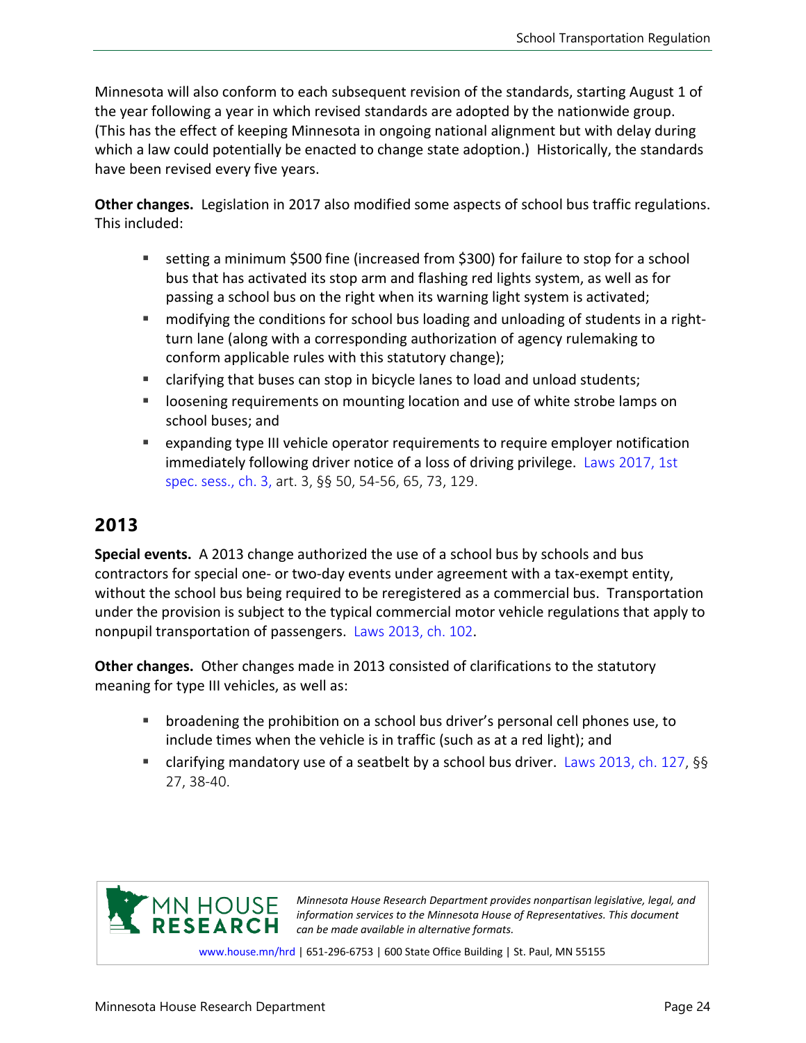Minnesota will also conform to each subsequent revision of the standards, starting August 1 of the year following a year in which revised standards are adopted by the nationwide group. (This has the effect of keeping Minnesota in ongoing national alignment but with delay during which a law could potentially be enacted to change state adoption.) Historically, the standards have been revised every five years.

**Other changes.** Legislation in 2017 also modified some aspects of school bus traffic regulations. This included:

- setting a minimum $500 fine (increased from $300) for failure to stop for a school bus that has activated its stop arm and flashing red lights system, as well as for passing a school bus on the right when its warning light system is activated;
- modifying the conditions for school bus loading and unloading of students in a right-turn lane (along with a corresponding authorization of agency rulemaking to conform applicable rules with this statutory change);
- clarifying that buses can stop in bicycle lanes to load and unload students;
- loosening requirements on mounting location and use of white strobe lamps on school buses; and
- expanding type III vehicle operator requirements to require employer notification immediately following driver notice of a loss of driving privilege. Laws 2017, 1st spec. sess., ch. 3, art. 3, §§ 50, 54-56, 65, 73, 129.

## 2013

**Special events.** A 2013 change authorized the use of a school bus by schools and bus contractors for special one- or two-day events under agreement with a tax-exempt entity, without the school bus being required to be reregistered as a commercial bus. Transportation under the provision is subject to the typical commercial motor vehicle regulations that apply to nonpupil transportation of passengers. Laws 2013, ch. 102.

**Other changes.** Other changes made in 2013 consisted of clarifications to the statutory meaning for type III vehicles, as well as:

- broadening the prohibition on a school bus driver's personal cell phones use, to include times when the vehicle is in traffic (such as at a red light); and
- clarifying mandatory use of a seatbelt by a school bus driver. Laws 2013, ch. 127, §§ 27, 38-40.

MN HOUSE RESEARCH

*Minnesota House Research Department provides nonpartisan legislative, legal, and information services to the Minnesota House of Representatives. This document can be made available in alternative formats.*

www.house.mn/hrd | 651-296-6753 | 600 State Office Building | St. Paul, MN 55155